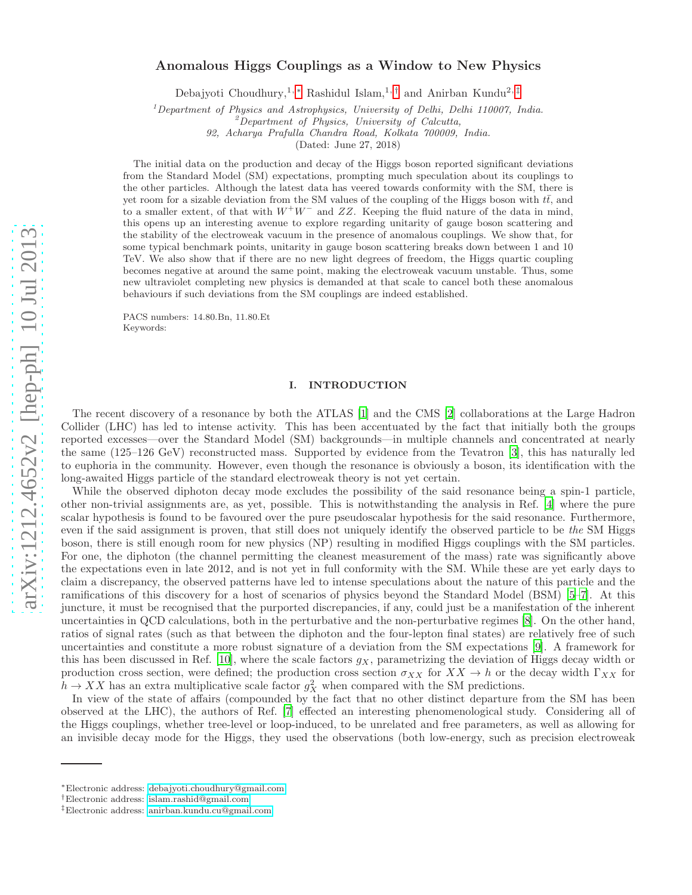# Anomalous Higgs Couplings as a Window to New Physics

Debajyoti Choudhury,[1,*] Rashidul Islam,[1,†] and Anirban Kundu[2,‡]

[1]*Department of Physics and Astrophysics, University of Delhi, Delhi 110007, India.*
[2]*Department of Physics, University of Calcutta, 92, Acharya Prafulla Chandra Road, Kolkata 700009, India.*

(Dated: June 27, 2018)

The initial data on the production and decay of the Higgs boson reported significant deviations from the Standard Model (SM) expectations, prompting much speculation about its couplings to the other particles. Although the latest data has veered towards conformity with the SM, there is yet room for a sizable deviation from the SM values of the coupling of the Higgs boson with $t\bar{t}$, and to a smaller extent, of that with $W^+W^-$ and $ZZ$. Keeping the fluid nature of the data in mind, this opens up an interesting avenue to explore regarding unitarity of gauge boson scattering and the stability of the electroweak vacuum in the presence of anomalous couplings. We show that, for some typical benchmark points, unitarity in gauge boson scattering breaks down between 1 and 10 TeV. We also show that if there are no new light degrees of freedom, the Higgs quartic coupling becomes negative at around the same point, making the electroweak vacuum unstable. Thus, some new ultraviolet completing new physics is demanded at that scale to cancel both these anomalous behaviours if such deviations from the SM couplings are indeed established.

PACS numbers: 14.80.Bn, 11.80.Et
Keywords:

## I. INTRODUCTION

The recent discovery of a resonance by both the ATLAS [1] and the CMS [2] collaborations at the Large Hadron Collider (LHC) has led to intense activity. This has been accentuated by the fact that initially both the groups reported excesses—over the Standard Model (SM) backgrounds—in multiple channels and concentrated at nearly the same (125–126 GeV) reconstructed mass. Supported by evidence from the Tevatron [3], this has naturally led to euphoria in the community. However, even though the resonance is obviously a boson, its identification with the long-awaited Higgs particle of the standard electroweak theory is not yet certain.

While the observed diphoton decay mode excludes the possibility of the said resonance being a spin-1 particle, other non-trivial assignments are, as yet, possible. This is notwithstanding the analysis in Ref. [4] where the pure scalar hypothesis is found to be favoured over the pure pseudoscalar hypothesis for the said resonance. Furthermore, even if the said assignment is proven, that still does not uniquely identify the observed particle to be *the* SM Higgs boson, there is still enough room for new physics (NP) resulting in modified Higgs couplings with the SM particles. For one, the diphoton (the channel permitting the cleanest measurement of the mass) rate was significantly above the expectations even in late 2012, and is not yet in full conformity with the SM. While these are yet early days to claim a discrepancy, the observed patterns have led to intense speculations about the nature of this particle and the ramifications of this discovery for a host of scenarios of physics beyond the Standard Model (BSM) [5–7]. At this juncture, it must be recognised that the purported discrepancies, if any, could just be a manifestation of the inherent uncertainties in QCD calculations, both in the perturbative and the non-perturbative regimes [8]. On the other hand, ratios of signal rates (such as that between the diphoton and the four-lepton final states) are relatively free of such uncertainties and constitute a more robust signature of a deviation from the SM expectations [9]. A framework for this has been discussed in Ref. [10], where the scale factors $g_X$, parametrizing the deviation of Higgs decay width or production cross section, were defined; the production cross section $\sigma_{XX}$ for $XX \to h$ or the decay width $\Gamma_{XX}$ for $h \to XX$ has an extra multiplicative scale factor $g_X^2$ when compared with the SM predictions.

In view of the state of affairs (compounded by the fact that no other distinct departure from the SM has been observed at the LHC), the authors of Ref. [7] effected an interesting phenomenological study. Considering all of the Higgs couplings, whether tree-level or loop-induced, to be unrelated and free parameters, as well as allowing for an invisible decay mode for the Higgs, they used the observations (both low-energy, such as precision electroweak

---

*Electronic address: debajyoti.choudhury@gmail.com
†Electronic address: islam.rashid@gmail.com
‡Electronic address: anirban.kundu.cu@gmail.com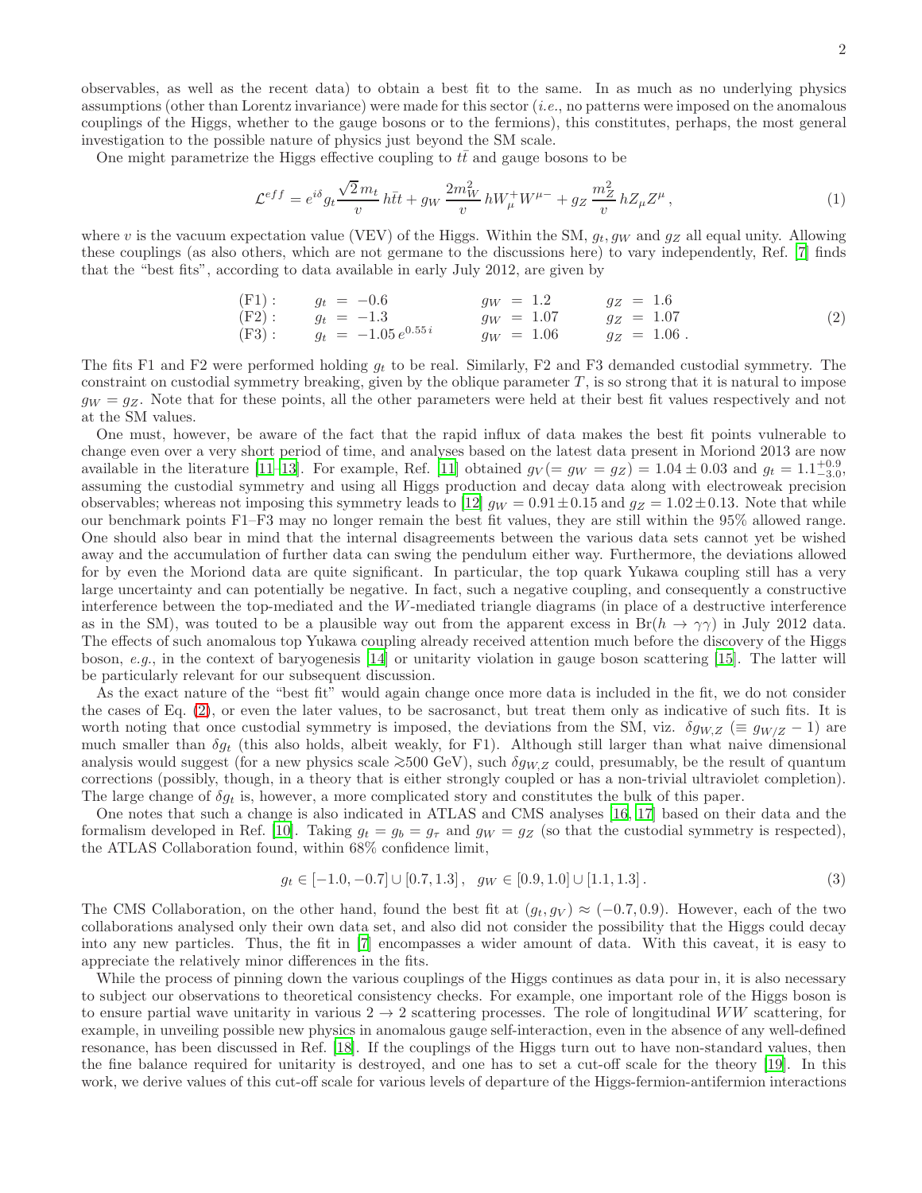observables, as well as the recent data) to obtain a best fit to the same. In as much as no underlying physics assumptions (other than Lorentz invariance) were made for this sector (*i.e.*, no patterns were imposed on the anomalous couplings of the Higgs, whether to the gauge bosons or to the fermions), this constitutes, perhaps, the most general investigation to the possible nature of physics just beyond the SM scale.

One might parametrize the Higgs effective coupling to $t\bar{t}$ and gauge bosons to be

$$\mathcal{L}^{eff} = e^{i\delta} g_t \frac{\sqrt{2}\, m_t}{v}\, h\bar{t}t + g_W\, \frac{2 m_W^2}{v}\, h W_\mu^+ W^{\mu-} + g_Z\, \frac{m_Z^2}{v}\, h Z_\mu Z^\mu \,, \tag{1}$$

where $v$ is the vacuum expectation value (VEV) of the Higgs. Within the SM, $g_t, g_W$ and $g_Z$ all equal unity. Allowing these couplings (as also others, which are not germane to the discussions here) to vary independently, Ref. [7] finds that the "best fits", according to data available in early July 2012, are given by

$$\begin{array}{llll} (\mathrm{F1}): & g_t \;=\; -0.6 & g_W \;=\; 1.2 & g_Z \;=\; 1.6 \\ (\mathrm{F2}): & g_t \;=\; -1.3 & g_W \;=\; 1.07 & g_Z \;=\; 1.07 \\ (\mathrm{F3}): & g_t \;=\; -1.05\, e^{0.55\, i} & g_W \;=\; 1.06 & g_Z \;=\; 1.06 \,. \end{array} \tag{2}$$

The fits F1 and F2 were performed holding $g_t$ to be real. Similarly, F2 and T3 demanded custodial symmetry. The constraint on custodial symmetry breaking, given by the oblique parameter $T$, is so strong that it is natural to impose $g_W = g_Z$. Note that for these points, all the other parameters were held at their best fit values respectively and not at the SM values.

One must, however, be aware of the fact that the rapid influx of data makes the best fit points vulnerable to change even over a very short period of time, and analyses based on the latest data present in Moriond 2013 are now available in the literature [11–13]. For example, Ref. [11] obtained $g_V (= g_W = g_Z) = 1.04 \pm 0.03$ and $g_t = 1.1^{+0.9}_{-3.0}$, assuming the custodial symmetry and using all Higgs production and decay data along with electroweak precision observables; whereas not imposing this symmetry leads to [12] $g_W = 0.91 \pm 0.15$ and $g_Z = 1.02 \pm 0.13$. Note that while our benchmark points F1–F3 may no longer remain the best fit values, they are still within the 95% allowed range. One should also bear in mind that the internal disagreements between the various data sets cannot yet be wished away and the accumulation of further data can swing the pendulum either way. Furthermore, the deviations allowed for by even the Moriond data are quite significant. In particular, the top quark Yukawa coupling still has a very large uncertainty and can potentially be negative. In fact, such a negative coupling, and consequently a constructive interference between the top-mediated and the $W$-mediated triangle diagrams (in place of a destructive interference as in the SM), was touted to be a plausible way out from the apparent excess in $\mathrm{Br}(h \to \gamma\gamma)$ in July 2012 data. The effects of such anomalous top Yukawa coupling already received attention much before the discovery of the Higgs boson, *e.g.*, in the context of baryogenesis [14] or unitarity violation in gauge boson scattering [15]. The latter will be particularly relevant for our subsequent discussion.

As the exact nature of the "best fit" would again change once more data is included in the fit, we do not consider the cases of Eq. (2), or even the later values, to be sacrosanct, but treat them only as indicative of such fits. It is worth noting that once custodial symmetry is imposed, the deviations from the SM, viz. $\delta g_{W,Z}$ ($\equiv g_{W/Z} - 1$) are much smaller than $\delta g_t$ (this also holds, albeit weakly, for F1). Although still larger than what naive dimensional analysis would suggest (for a new physics scale $\gtrsim$500 GeV), such $\delta g_{W,Z}$ could, presumably, be the result of quantum corrections (possibly, though, in a theory that is either strongly coupled or has a non-trivial ultraviolet completion). The large change of $\delta g_t$ is, however, a more complicated story and constitutes the bulk of this paper.

One notes that such a change is also indicated in ATLAS and CMS analyses [16, 17] based on their data and the formalism developed in Ref. [10]. Taking $g_t = g_b = g_\tau$ and $g_W = g_Z$ (so that the custodial symmetry is respected), the ATLAS Collaboration found, within 68% confidence limit,

$$g_t \in [-1.0, -0.7] \cup [0.7, 1.3]\,, \quad g_W \in [0.9, 1.0] \cup [1.1, 1.3]\,. \tag{3}$$

The CMS Collaboration, on the other hand, found the best fit at $(g_t, g_V) \approx (-0.7, 0.9)$. However, each of the two collaborations analysed only their own data set, and also did not consider the possibility that the Higgs could decay into any new particles. Thus, the fit in [7] encompasses a wider amount of data. With this caveat, it is easy to appreciate the relatively minor differences in the fits.

While the process of pinning down the various couplings of the Higgs continues as data pour in, it is also necessary to subject our observations to theoretical consistency checks. For example, one important role of the Higgs boson is to ensure partial wave unitarity in various $2 \to 2$ scattering processes. The role of longitudinal $WW$ scattering, for example, in unveiling possible new physics in anomalous gauge self-interaction, even in the absence of any well-defined resonance, has been discussed in Ref. [18]. If the couplings of the Higgs turn out to have non-standard values, then the fine balance required for unitarity is destroyed, and one has to set a cut-off scale for the theory [19]. In this work, we derive values of this cut-off scale for various levels of departure of the Higgs-fermion-antifermion interactions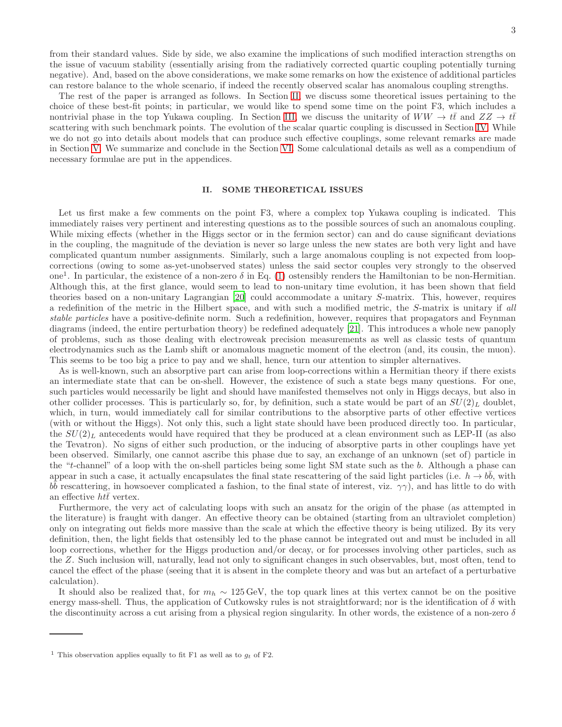from their standard values. Side by side, we also examine the implications of such modified interaction strengths on the issue of vacuum stability (essentially arising from the radiatively corrected quartic coupling potentially turning negative). And, based on the above considerations, we make some remarks on how the existence of additional particles can restore balance to the whole scenario, if indeed the recently observed scalar has anomalous coupling strengths.

The rest of the paper is arranged as follows. In Section II, we discuss some theoretical issues pertaining to the choice of these best-fit points; in particular, we would like to spend some time on the point F3, which includes a nontrivial phase in the top Yukawa coupling. In Section III, we discuss the unitarity of $WW \to t\bar{t}$ and $ZZ \to t\bar{t}$ scattering with such benchmark points. The evolution of the scalar quartic coupling is discussed in Section IV. While we do not go into details about models that can produce such effective couplings, some relevant remarks are made in Section V. We summarize and conclude in the Section VI. Some calculational details as well as a compendium of necessary formulae are put in the appendices.

## II. SOME THEORETICAL ISSUES

Let us first make a few comments on the point F3, where a complex top Yukawa coupling is indicated. This immediately raises very pertinent and interesting questions as to the possible sources of such an anomalous coupling. While mixing effects (whether in the Higgs sector or in the fermion sector) can and do cause significant deviations in the coupling, the magnitude of the deviation is never so large unless the new states are both very light and have complicated quantum number assignments. Similarly, such a large anomalous coupling is not expected from loop-corrections (owing to some as-yet-unobserved states) unless the said sector couples very strongly to the observed one[1]. In particular, the existence of a non-zero $\delta$ in Eq. (1) ostensibly renders the Hamiltonian to be non-Hermitian. Although this, at the first glance, would seem to lead to non-unitary time evolution, it has been shown that field theories based on a non-unitary Lagrangian [20] could accommodate a unitary $S$-matrix. This, however, requires a redefinition of the metric in the Hilbert space, and with such a modified metric, the $S$-matrix is unitary if *all stable particles* have a positive-definite norm. Such a redefinition, however, requires that propagators and Feynman diagrams (indeed, the entire perturbation theory) be redefined adequately [21]. This introduces a whole new panoply of problems, such as those dealing with electroweak precision measurements as well as classic tests of quantum electrodynamics such as the Lamb shift or anomalous magnetic moment of the electron (and, its cousin, the muon). This seems to be too big a price to pay and we shall, hence, turn our attention to simpler alternatives.

As is well-known, such an absorptive part can arise from loop-corrections within a Hermitian theory if there exists an intermediate state that can be on-shell. However, the existence of such a state begs many questions. For one, such particles would necessarily be light and should have manifested themselves not only in Higgs decays, but also in other collider processes. This is particularly so, for, by definition, such a state would be part of an $SU(2)_L$ doublet, which, in turn, would immediately call for similar contributions to the absorptive parts of other effective vertices (with or without the Higgs). Not only this, such a light state should have been produced directly too. In particular, the $SU(2)_L$ antecedents would have required that they be produced at a clean environment such as LEP-II (as also the Tevatron). No signs of either such production, or the inducing of absorptive parts in other couplings have yet been observed. Similarly, one cannot ascribe this phase due to say, an exchange of an unknown (set of) particle in the "$t$-channel" of a loop with the on-shell particles being some light SM state such as the $b$. Although a phase can appear in such a case, it actually encapsulates the final state rescattering of the said light particles (i.e. $h \to b\bar{b}$, with $b\bar{b}$ rescattering, in howsoever complicated a fashion, to the final state of interest, viz. $\gamma\gamma$), and has little to do with an effective $ht\bar{t}$ vertex.

Furthermore, the very act of calculating loops with such an ansatz for the origin of the phase (as attempted in the literature) is fraught with danger. An effective theory can be obtained (starting from an ultraviolet completion) only on integrating out fields more massive than the scale at which the effective theory is being utilized. By its very definition, then, the light fields that ostensibly led to the phase cannot be integrated out and must be included in all loop corrections, whether for the Higgs production and/or decay, or for processes involving other particles, such as the $Z$. Such inclusion will, naturally, lead not only to significant changes in such observables, but, most often, tend to cancel the effect of the phase (seeing that it is absent in the complete theory and was but an artefact of a perturbative calculation).

It should also be realized that, for $m_h \sim 125\,\text{GeV}$, the top quark lines at this vertex cannot be on the positive energy mass-shell. Thus, the application of Cutkowsky rules is not straightforward; nor is the identification of $\delta$ with the discontinuity across a cut arising from a physical region singularity. In other words, the existence of a non-zero $\delta$

---

[1] This observation applies equally to fit F1 as well as to $g_t$ of F2.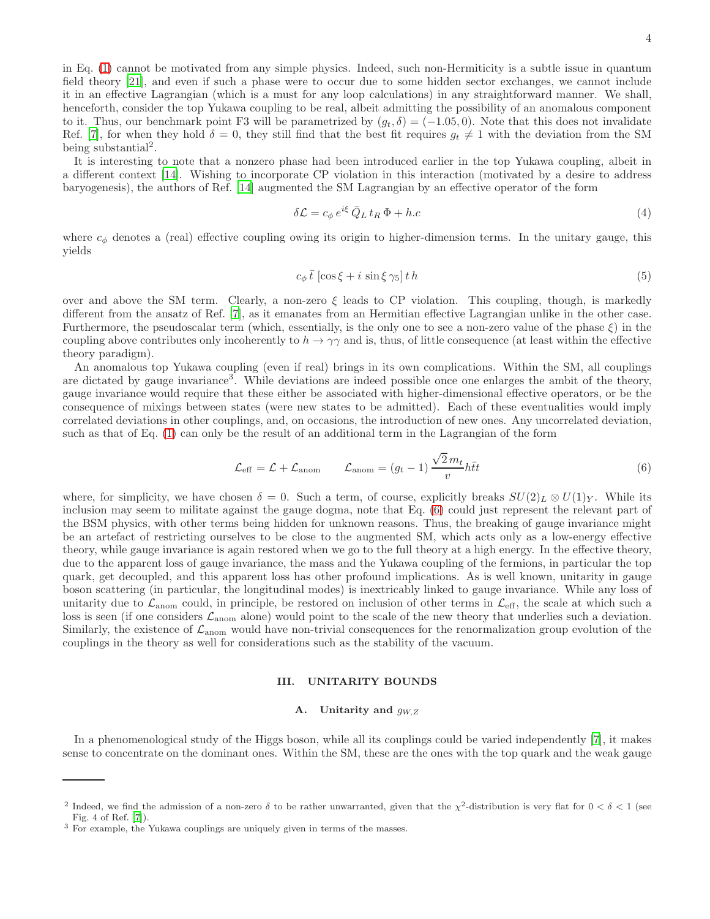in Eq. (1) cannot be motivated from any simple physics. Indeed, such non-Hermiticity is a subtle issue in quantum field theory [21], and even if such a phase were to occur due to some hidden sector exchanges, we cannot include it in an effective Lagrangian (which is a must for any loop calculations) in any straightforward manner. We shall, henceforth, consider the top Yukawa coupling to be real, albeit admitting the possibility of an anomalous component to it. Thus, our benchmark point F3 will be parametrized by $(g_t, \delta) = (-1.05, 0)$. Note that this does not invalidate Ref. [7], for when they hold $\delta = 0$, they still find that the best fit requires $g_t \neq 1$ with the deviation from the SM being substantial[2].

It is interesting to note that a nonzero phase had been introduced earlier in the top Yukawa coupling, albeit in a different context [14]. Wishing to incorporate CP violation in this interaction (motivated by a desire to address baryogenesis), the authors of Ref. [14] augmented the SM Lagrangian by an effective operator of the form

$$\delta\mathcal{L} = c_\phi \, e^{i\xi} \, \bar{Q}_L \, t_R \, \Phi + h.c \tag{4}$$

where $c_\phi$ denotes a (real) effective coupling owing its origin to higher-dimension terms. In the unitary gauge, this yields

$$c_\phi \, \bar{t} \, [\cos\xi + i \, \sin\xi \, \gamma_5] \, t \, h \tag{5}$$

over and above the SM term. Clearly, a non-zero $\xi$ leads to CP violation. This coupling, though, is markedly different from the ansatz of Ref. [7], as it emanates from an Hermitian effective Lagrangian unlike in the other case. Furthermore, the pseudoscalar term (which, essentially, is the only one to see a non-zero value of the phase $\xi$) in the coupling above contributes only incoherently to $h \to \gamma\gamma$ and is, thus, of little consequence (at least within the effective theory paradigm).

An anomalous top Yukawa coupling (even if real) brings in its own complications. Within the SM, all couplings are dictated by gauge invariance[3]. While deviations are indeed possible once one enlarges the ambit of the theory, gauge invariance would require that these either be associated with higher-dimensional effective operators, or be the consequence of mixings between states (were new states to be admitted). Each of these eventualities would imply correlated deviations in other couplings, and, on occasions, the introduction of new ones. Any uncorrelated deviation, such as that of Eq. (1) can only be the result of an additional term in the Lagrangian of the form

$$\mathcal{L}_{\rm eff} = \mathcal{L} + \mathcal{L}_{\rm anom} \qquad \mathcal{L}_{\rm anom} = (g_t - 1) \, \frac{\sqrt{2}\, m_t}{v} h\bar{t}t \tag{6}$$

where, for simplicity, we have chosen $\delta = 0$. Such a term, of course, explicitly breaks $SU(2)_L \otimes U(1)_Y$. While its inclusion may seem to militate against the gauge dogma, note that Eq. (6) could just represent the relevant part of the BSM physics, with other terms being hidden for unknown reasons. Thus, the breaking of gauge invariance might be an artefact of restricting ourselves to be close to the augmented SM, which acts only as a low-energy effective theory, while gauge invariance is again restored when we go to the full theory at a high energy. In the effective theory, due to the apparent loss of gauge invariance, the mass and the Yukawa coupling of the fermions, in particular the top quark, get decoupled, and this apparent loss has other profound implications. As is well known, unitarity in gauge boson scattering (in particular, the longitudinal modes) is inextricably linked to gauge invariance. While any loss of unitarity due to $\mathcal{L}_{\rm anom}$ could, in principle, be restored on inclusion of other terms in $\mathcal{L}_{\rm eff}$, the scale at which such a loss is seen (if one considers $\mathcal{L}_{\rm anom}$ alone) would point to the scale of the new theory that underlies such a deviation. Similarly, the existence of $\mathcal{L}_{\rm anom}$ would have non-trivial consequences for the renormalization group evolution of the couplings in the theory as well for considerations such as the stability of the vacuum.

## III. UNITARITY BOUNDS

### A. Unitarity and $g_{W,Z}$

In a phenomenological study of the Higgs boson, while all its couplings could be varied independently [7], it makes sense to concentrate on the dominant ones. Within the SM, these are the ones with the top quark and the weak gauge

---

[2] Indeed, we find the admission of a non-zero $\delta$ to be rather unwarranted, given that the $\chi^2$-distribution is very flat for $0 < \delta < 1$ (see Fig. 4 of Ref. [7]).

[3] For example, the Yukawa couplings are uniquely given in terms of the masses.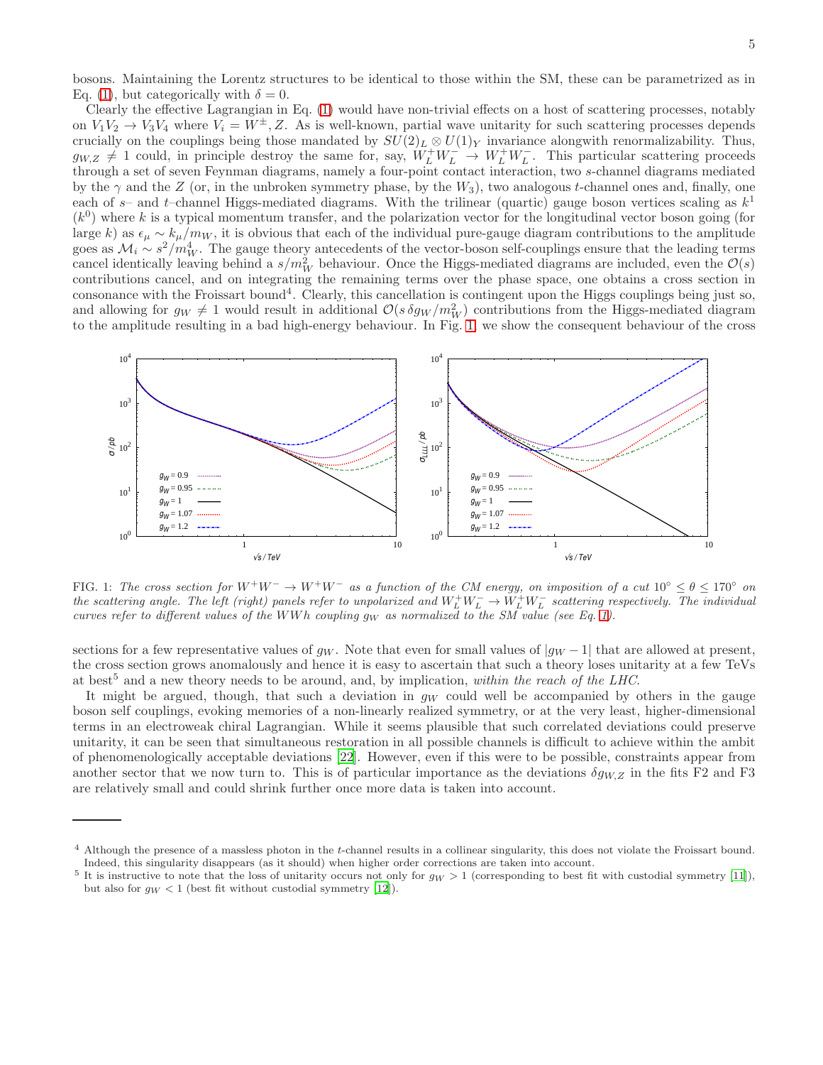bosons. Maintaining the Lorentz structures to be identical to those within the SM, these can be parametrized as in Eq. (1), but categorically with $\delta = 0$.

Clearly the effective Lagrangian in Eq. (1) would have non-trivial effects on a host of scattering processes, notably on $V_1 V_2 \to V_3 V_4$ where $V_i = W^\pm, Z$. As is well-known, partial wave unitarity for such scattering processes depends crucially on the couplings being those mandated by $SU(2)_L \otimes U(1)_Y$ invariance alongwith renormalizability. Thus, $g_{W,Z} \neq 1$ could, in principle destroy the same for, say, $W_L^+ W_L^- \to W_L^+ W_L^-$. This particular scattering proceeds through a set of seven Feynman diagrams, namely a four-point contact interaction, two $s$-channel diagrams mediated by the $\gamma$ and the $Z$ (or, in the unbroken symmetry phase, by the $W_3$), two analogous $t$-channel ones and, finally, one each of $s$– and $t$–channel Higgs-mediated diagrams. With the trilinear (quartic) gauge boson vertices scaling as $k^1$ ($k^0$) where $k$ is a typical momentum transfer, and the polarization vector for the longitudinal vector boson going (for large $k$) as $\epsilon_\mu \sim k_\mu / m_W$, it is obvious that each of the individual pure-gauge diagram contributions to the amplitude goes as $\mathcal{M}_i \sim s^2 / m_W^4$. The gauge theory antecedents of the vector-boson self-couplings ensure that the leading terms cancel identically leaving behind a $s/m_W^2$ behaviour. Once the Higgs-mediated diagrams are included, even the $\mathcal{O}(s)$ contributions cancel, and on integrating the remaining terms over the phase space, one obtains a cross section in consonance with the Froissart bound[4]. Clearly, this cancellation is contingent upon the Higgs couplings being just so, and allowing for $g_W \neq 1$ would result in additional $\mathcal{O}(s\, \delta g_W / m_W^2)$ contributions from the Higgs-mediated diagram to the amplitude resulting in a bad high-energy behaviour. In Fig. 1, we show the consequent behaviour of the cross sections for a few representative values of $g_W$. Note that even for small values of $|g_W - 1|$ that are allowed at present, the cross section grows anomalously and hence it is easy to ascertain that such a theory loses unitarity at a few TeVs at best[5] and a new theory needs to be around, and, by implication, *within the reach of the LHC*.

FIG. 1: *The cross section for $W^+W^- \to W^+W^-$ as a function of the CM energy, on imposition of a cut $10^\circ \leq \theta \leq 170^\circ$ on the scattering angle. The left (right) panels refer to unpolarized and $W_L^+ W_L^- \to W_L^+ W_L^-$ scattering respectively. The individual curves refer to different values of the $WWh$ coupling $g_W$ as normalized to the SM value (see Eq. 1).*

It might be argued, though, that such a deviation in $g_W$ could well be accompanied by others in the gauge boson self couplings, evoking memories of a non-linearly realized symmetry, or at the very least, higher-dimensional terms in an electroweak chiral Lagrangian. While it seems plausible that such correlated deviations could preserve unitarity, it can be seen that simultaneous restoration in all possible channels is difficult to achieve within the ambit of phenomenologically acceptable deviations [22]. However, even if this were to be possible, constraints appear from another sector that we now turn to. This is of particular importance as the deviations $\delta g_{W,Z}$ in the fits F2 and F3 are relatively small and could shrink further once more data is taken into account.

---

[4] Although the presence of a massless photon in the $t$-channel results in a collinear singularity, this does not violate the Froissart bound. Indeed, this singularity disappears (as it should) when higher order corrections are taken into account.

[5] It is instructive to note that the loss of unitarity occurs not only for $g_W > 1$ (corresponding to best fit with custodial symmetry [11]), but also for $g_W < 1$ (best fit without custodial symmetry [12]).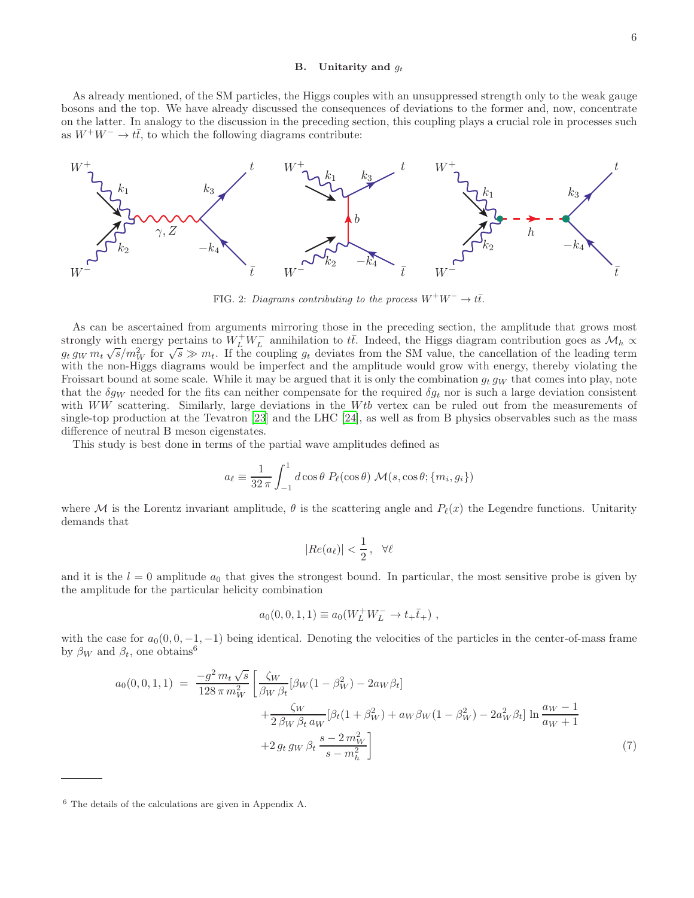### B. Unitarity and $g_t$

As already mentioned, of the SM particles, the Higgs couples with an unsuppressed strength only to the weak gauge bosons and the top. We have already discussed the consequences of deviations to the former and, now, concentrate on the latter. In analogy to the discussion in the preceding section, this coupling plays a crucial role in processes such as $W^+W^- \to t\bar{t}$, to which the following diagrams contribute:

FIG. 2: *Diagrams contributing to the process $W^+W^- \to t\bar{t}$.*

As can be ascertained from arguments mirroring those in the preceding section, the amplitude that grows most strongly with energy pertains to $W_L^+ W_L^-$ annihilation to $t\bar{t}$. Indeed, the Higgs diagram contribution goes as $\mathcal{M}_h \propto g_t\, g_W\, m_t \sqrt{s}/m_W^2$ for $\sqrt{s} \gg m_t$. If the coupling $g_t$ deviates from the SM value, the cancellation of the leading term with the non-Higgs diagrams would be imperfect and the amplitude would grow with energy, thereby violating the Froissart bound at some scale. While it may be argued that it is only the combination $g_t\, g_W$ that comes into play, note that the $\delta g_W$ needed for the fits can neither compensate for the required $\delta g_t$ nor is such a large deviation consistent with $WW$ scattering. Similarly, large deviations in the $Wtb$ vertex can be ruled out from the measurements of single-top production at the Tevatron [23] and the LHC [24], as well as from B physics observables such as the mass difference of neutral B meson eigenstates.

This study is best done in terms of the partial wave amplitudes defined as

$$a_\ell \equiv \frac{1}{32\,\pi} \int_{-1}^{1} d\cos\theta \; P_\ell(\cos\theta) \; \mathcal{M}(s, \cos\theta; \{m_i, g_i\})$$

where $\mathcal{M}$ is the Lorentz invariant amplitude, $\theta$ is the scattering angle and $P_\ell(x)$ the Legendre functions. Unitarity demands that

$$|Re(a_\ell)| < \frac{1}{2}\,, \quad \forall \ell$$

and it is the $l = 0$ amplitude $a_0$ that gives the strongest bound. In particular, the most sensitive probe is given by the amplitude for the particular helicity combination

$$a_0(0,0,1,1) \equiv a_0(W_L^+ W_L^- \to t_+ \bar{t}_+)\;,$$

with the case for $a_0(0,0,-1,-1)$ being identical. Denoting the velocities of the particles in the center-of-mass frame by $\beta_W$ and $\beta_t$, one obtains[6]

$$\begin{aligned}
a_0(0,0,1,1) \;=\; \frac{-g^2\, m_t \sqrt{s}}{128\,\pi\, m_W^2} \Bigg[ & \frac{\zeta_W}{\beta_W\, \beta_t} [\beta_W(1-\beta_W^2) - 2 a_W \beta_t] \\
& + \frac{\zeta_W}{2\,\beta_W\,\beta_t\, a_W} [\beta_t(1+\beta_W^2) + a_W \beta_W (1-\beta_W^2) - 2 a_W^2 \beta_t]\, \ln \frac{a_W - 1}{a_W + 1} \\
& + 2\, g_t\, g_W\, \beta_t\, \frac{s - 2\, m_W^2}{s - m_h^2} \Bigg]
\end{aligned} \tag{7}$$

---

[6] The details of the calculations are given in Appendix A.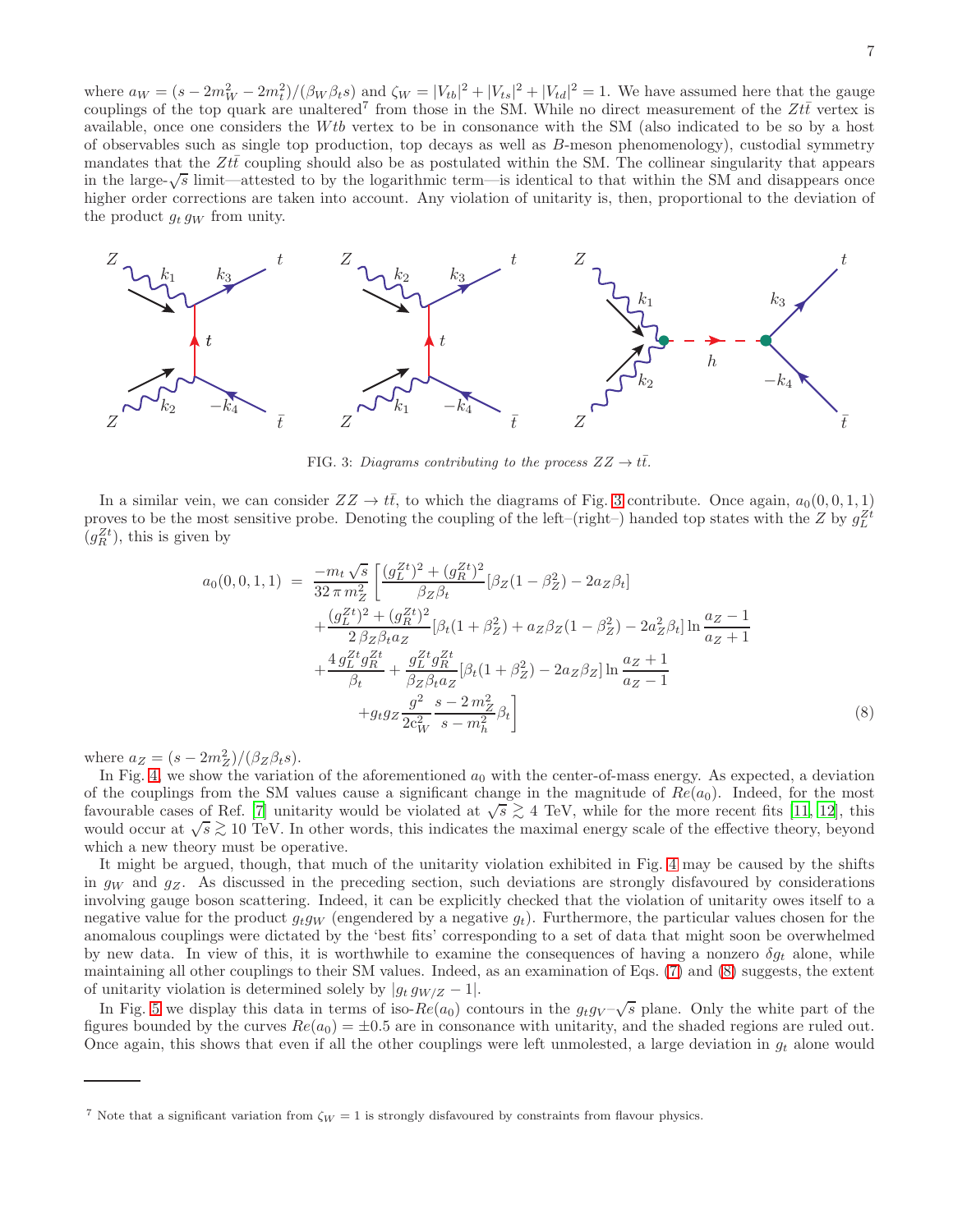where $a_W = (s - 2m_W^2 - 2m_t^2)/(\beta_W \beta_t s)$ and $\zeta_W = |V_{tb}|^2 + |V_{ts}|^2 + |V_{td}|^2 = 1$. We have assumed here that the gauge couplings of the top quark are unaltered[7] from those in the SM. While no direct measurement of the $Zt\bar{t}$ vertex is available, once one considers the $Wtb$ vertex to be in consonance with the SM (also indicated to be so by a host of observables such as single top production, top decays as well as $B$-meson phenomenology), custodial symmetry mandates that the $Zt\bar{t}$ coupling should also be as postulated within the SM. The collinear singularity that appears in the large-$\sqrt{s}$ limit—attested to by the logarithmic term—is identical to that within the SM and disappears once higher order corrections are taken into account. Any violation of unitarity is, then, proportional to the deviation of the product $g_t\, g_W$ from unity.

FIG. 3: *Diagrams contributing to the process $ZZ \to t\bar{t}$.*

In a similar vein, we can consider $ZZ \to t\bar{t}$, to which the diagrams of Fig. 3 contribute. Once again, $a_0(0,0,1,1)$ proves to be the most sensitive probe. Denoting the coupling of the left–(right–) handed top states with the $Z$ by $g_L^{Zt}$ ($g_R^{Zt}$), this is given by

$$
\begin{aligned}
a_0(0,0,1,1) \;=\; & \frac{-m_t\sqrt{s}}{32\,\pi\,m_Z^2}\Bigg[\frac{(g_L^{Zt})^2+(g_R^{Zt})^2}{\beta_Z\beta_t}[\beta_Z(1-\beta_Z^2)-2a_Z\beta_t] \\
& +\frac{(g_L^{Zt})^2+(g_R^{Zt})^2}{2\,\beta_Z\beta_t a_Z}[\beta_t(1+\beta_Z^2)+a_Z\beta_Z(1-\beta_Z^2)-2a_Z^2\beta_t]\ln\frac{a_Z-1}{a_Z+1} \\
& +\frac{4\,g_L^{Zt}g_R^{Zt}}{\beta_t}+\frac{g_L^{Zt}g_R^{Zt}}{\beta_Z\beta_t a_Z}[\beta_t(1+\beta_Z^2)-2a_Z\beta_Z]\ln\frac{a_Z+1}{a_Z-1} \\
& +g_t g_Z\frac{g^2}{2c_W^2}\frac{s-2\,m_Z^2}{s-m_h^2}\beta_t\Bigg]
\end{aligned}
\tag{8}
$$

where $a_Z = (s - 2m_Z^2)/(\beta_Z \beta_t s)$.

In Fig. 4, we show the variation of the aforementioned $a_0$ with the center-of-mass energy. As expected, a deviation of the couplings from the SM values cause a significant change in the magnitude of $Re(a_0)$. Indeed, for the most favourable cases of Ref. [7] unitarity would be violated at $\sqrt{s} \gtrsim 4$ TeV, while for the more recent fits [11, 12], this would occur at $\sqrt{s} \gtrsim 10$ TeV. In other words, this indicates the maximal energy scale of the effective theory, beyond which a new theory must be operative.

It might be argued, though, that much of the unitarity violation exhibited in Fig. 4 may be caused by the shifts in $g_W$ and $g_Z$. As discussed in the preceding section, such deviations are strongly disfavoured by considerations involving gauge boson scattering. Indeed, it can be explicitly checked that the violation of unitarity owes itself to a negative value for the product $g_t g_W$ (engendered by a negative $g_t$). Furthermore, the particular values chosen for the anomalous couplings were dictated by the 'best fits' corresponding to a set of data that might soon be overwhelmed by new data. In view of this, it is worthwhile to examine the consequences of having a nonzero $\delta g_t$ alone, while maintaining all other couplings to their SM values. Indeed, as an examination of Eqs. (7) and (8) suggests, the extent of unitarity violation is determined solely by $|g_t\, g_{W/Z} - 1|$.

In Fig. 5 we display this data in terms of iso-$Re(a_0)$ contours in the $g_t g_V$–$\sqrt{s}$ plane. Only the white part of the figures bounded by the curves $Re(a_0) = \pm 0.5$ are in consonance with unitarity, and the shaded regions are ruled out. Once again, this shows that even if all the other couplings were left unmolested, a large deviation in $g_t$ alone would

[7] Note that a significant variation from $\zeta_W = 1$ is strongly disfavoured by constraints from flavour physics.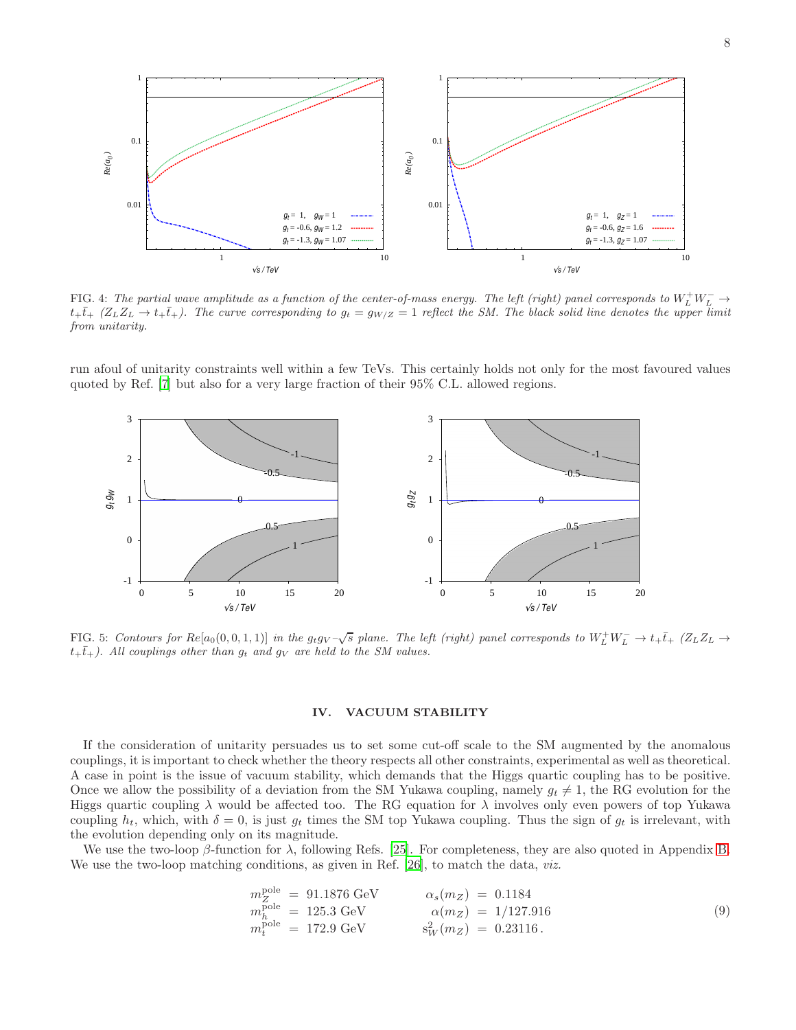FIG. 4: *The partial wave amplitude as a function of the center-of-mass energy. The left (right) panel corresponds to $W_L^+ W_L^- \to t_+ \bar{t}_+$ ($Z_L Z_L \to t_+ \bar{t}_+$). The curve corresponding to $g_t = g_{W/Z} = 1$ reflect the SM. The black solid line denotes the upper limit from unitarity.*

run afoul of unitarity constraints well within a few TeVs. This certainly holds not only for the most favoured values quoted by Ref. [7] but also for a very large fraction of their 95% C.L. allowed regions.

FIG. 5: *Contours for $Re[a_0(0,0,1,1)]$ in the $g_t g_V$–$\sqrt{s}$ plane. The left (right) panel corresponds to $W_L^+ W_L^- \to t_+ \bar{t}_+$ ($Z_L Z_L \to t_+ \bar{t}_+$). All couplings other than $g_t$ and $g_V$ are held to the SM values.*

## IV. VACUUM STABILITY

If the consideration of unitarity persuades us to set some cut-off scale to the SM augmented by the anomalous couplings, it is important to check whether the theory respects all other constraints, experimental as well as theoretical. A case in point is the issue of vacuum stability, which demands that the Higgs quartic coupling has to be positive. Once we allow the possibility of a deviation from the SM Yukawa coupling, namely $g_t \neq 1$, the RG evolution for the Higgs quartic coupling $\lambda$ would be affected too. The RG equation for $\lambda$ involves only even powers of top Yukawa coupling $h_t$, which, with $\delta = 0$, is just $g_t$ times the SM top Yukawa coupling. Thus the sign of $g_t$ is irrelevant, with the evolution depending only on its magnitude.

We use the two-loop $\beta$-function for $\lambda$, following Refs. [25]. For completeness, they are also quoted in Appendix B. We use the two-loop matching conditions, as given in Ref. [26], to match the data, *viz.*

$$
\begin{aligned}
m_Z^{\rm pole} &= 91.1876 \text{ GeV} & \alpha_s(m_Z) &= 0.1184 \\
m_h^{\rm pole} &= 125.3 \text{ GeV} & \alpha(m_Z) &= 1/127.916 \\
m_t^{\rm pole} &= 172.9 \text{ GeV} & s_W^2(m_Z) &= 0.23116\,.
\end{aligned}
\tag{9}
$$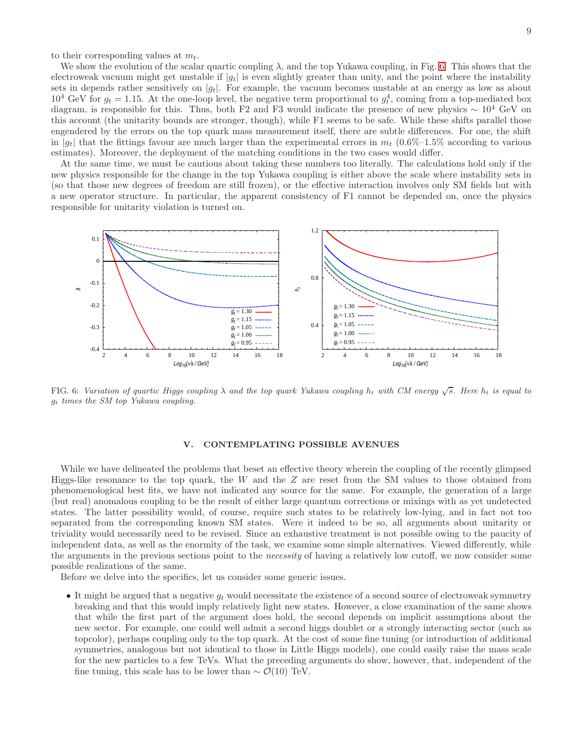to their corresponding values at $m_t$.

We show the evolution of the scalar quartic coupling $\lambda$, and the top Yukawa coupling, in Fig. 6. This shows that the electroweak vacuum might get unstable if $|g_t|$ is even slightly greater than unity, and the point where the instability sets in depends rather sensitively on $|g_t|$. For example, the vacuum becomes unstable at an energy as low as about $10^4$ GeV for $g_t = 1.15$. At the one-loop level, the negative term proportional to $g_t^4$, coming from a top-mediated box diagram, is responsible for this. Thus, both F2 and F3 would indicate the presence of new physics $\sim 10^4$ GeV on this account (the unitarity bounds are stronger, though), while F1 seems to be safe. While these shifts parallel those engendered by the errors on the top quark mass measurement itself, there are subtle differences. For one, the shift in $|g_t|$ that the fittings favour are much larger than the experimental errors in $m_t$ (0.6%–1.5% according to various estimates). Moreover, the deployment of the matching conditions in the two cases would differ.

At the same time, we must be cautious about taking these numbers too literally. The calculations hold only if the new physics responsible for the change in the top Yukawa coupling is either above the scale where instability sets in (so that those new degrees of freedom are still frozen), or the effective interaction involves only SM fields but with a new operator structure. In particular, the apparent consistency of F1 cannot be depended on, once the physics responsible for unitarity violation is turned on.

FIG. 6: *Variation of quartic Higgs coupling $\lambda$ and the top quark Yukawa coupling $h_t$ with CM energy $\sqrt{s}$. Here $h_t$ is equal to $g_t$ times the SM top Yukawa coupling.*

## V. CONTEMPLATING POSSIBLE AVENUES

While we have delineated the problems that beset an effective theory wherein the coupling of the recently glimpsed Higgs-like resonance to the top quark, the $W$ and the $Z$ are reset from the SM values to those obtained from phenomenological best fits, we have not indicated any source for the same. For example, the generation of a large (but real) anomalous coupling to be the result of either large quantum corrections or mixings with as yet undetected states. The latter possibility would, of course, require such states to be relatively low-lying, and in fact not too separated from the corresponding known SM states. Were it indeed to be so, all arguments about unitarity or triviality would necessarily need to be revised. Since an exhaustive treatment is not possible owing to the paucity of independent data, as well as the enormity of the task, we examine some simple alternatives. Viewed differently, while the arguments in the previous sections point to the *necessity* of having a relatively low cutoff, we now consider some possible realizations of the same.

Before we delve into the specifics, let us consider some generic issues.

- It might be argued that a negative $g_t$ would necessitate the existence of a second source of electroweak symmetry breaking and that this would imply relatively light new states. However, a close examination of the same shows that while the first part of the argument does hold, the second depends on implicit assumptions about the new sector. For example, one could well admit a second higgs doublet or a strongly interacting sector (such as topcolor), perhaps coupling only to the top quark. At the cost of some fine tuning (or introduction of additional symmetries, analogous but not identical to those in Little Higgs models), one could easily raise the mass scale for the new particles to a few TeVs. What the preceding arguments do show, however, that, independent of the fine tuning, this scale has to be lower than $\sim \mathcal{O}(10)$ TeV.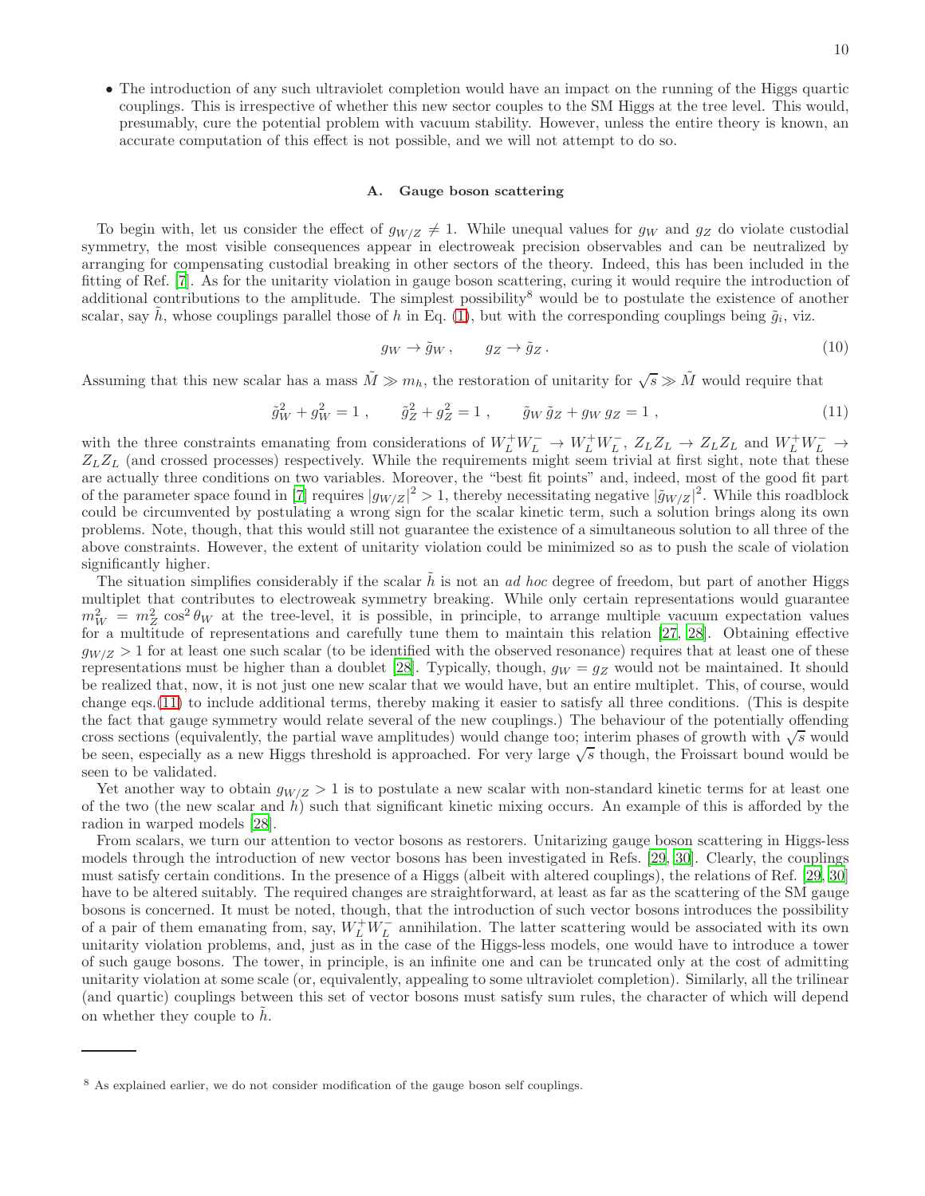- The introduction of any such ultraviolet completion would have an impact on the running of the Higgs quartic couplings. This is irrespective of whether this new sector couples to the SM Higgs at the tree level. This would, presumably, cure the potential problem with vacuum stability. However, unless the entire theory is known, an accurate computation of this effect is not possible, and we will not attempt to do so.

### A. Gauge boson scattering

To begin with, let us consider the effect of $g_{W/Z} \neq 1$. While unequal values for $g_W$ and $g_Z$ do violate custodial symmetry, the most visible consequences appear in electroweak precision observables and can be neutralized by arranging for compensating custodial breaking in other sectors of the theory. Indeed, this has been included in the fitting of Ref. [7]. As for the unitarity violation in gauge boson scattering, curing it would require the introduction of additional contributions to the amplitude. The simplest possibility[8] would be to postulate the existence of another scalar, say $\tilde{h}$, whose couplings parallel those of $h$ in Eq. (1), but with the corresponding couplings being $\tilde{g}_i$, viz.

$$g_W \to \tilde{g}_W \,, \qquad g_Z \to \tilde{g}_Z \,. \tag{10}$$

Assuming that this new scalar has a mass $\tilde{M} \gg m_h$, the restoration of unitarity for $\sqrt{s} \gg \tilde{M}$ would require that

$$\tilde{g}_W^2 + g_W^2 = 1 \,, \qquad \tilde{g}_Z^2 + g_Z^2 = 1 \,, \qquad \tilde{g}_W \, \tilde{g}_Z + g_W \, g_Z = 1 \,, \tag{11}$$

with the three constraints emanating from considerations of $W_L^+ W_L^- \to W_L^+ W_L^-$, $Z_L Z_L \to Z_L Z_L$ and $W_L^+ W_L^- \to Z_L Z_L$ (and crossed processes) respectively. While the requirements might seem trivial at first sight, note that these are actually three conditions on two variables. Moreover, the "best fit points" and, indeed, most of the good fit part of the parameter space found in [7] requires $|g_{W/Z}|^2 > 1$, thereby necessitating negative $|\tilde{g}_{W/Z}|^2$. While this roadblock could be circumvented by postulating a wrong sign for the scalar kinetic term, such a solution brings along its own problems. Note, though, that this would still not guarantee the existence of a simultaneous solution to all three of the above constraints. However, the extent of unitarity violation could be minimized so as to push the scale of violation significantly higher.

The situation simplifies considerably if the scalar $\tilde{h}$ is not an *ad hoc* degree of freedom, but part of another Higgs multiplet that contributes to electroweak symmetry breaking. While only certain representations would guarantee $m_W^2 = m_Z^2 \cos^2\theta_W$ at the tree-level, it is possible, in principle, to arrange multiple vacuum expectation values for a multitude of representations and carefully tune them to maintain this relation [27, 28]. Obtaining effective $g_{W/Z} > 1$ for at least one such scalar (to be identified with the observed resonance) requires that at least one of these representations must be higher than a doublet [28]. Typically, though, $g_W = g_Z$ would not be maintained. It should be realized that, now, it is not just one new scalar that we would have, but an entire multiplet. This, of course, would change eqs.(11) to include additional terms, thereby making it easier to satisfy all three conditions. (This is despite the fact that gauge symmetry would relate several of the new couplings.) The behaviour of the potentially offending cross sections (equivalently, the partial wave amplitudes) would change too; interim phases of growth with $\sqrt{s}$ would be seen, especially as a new Higgs threshold is approached. For very large $\sqrt{s}$ though, the Froissart bound would be seen to be validated.

Yet another way to obtain $g_{W/Z} > 1$ is to postulate a new scalar with non-standard kinetic terms for at least one of the two (the new scalar and $h$) such that significant kinetic mixing occurs. An example of this is afforded by the radion in warped models [28].

From scalars, we turn our attention to vector bosons as restorers. Unitarizing gauge boson scattering in Higgs-less models through the introduction of new vector bosons has been investigated in Refs. [29, 30]. Clearly, the couplings must satisfy certain conditions. In the presence of a Higgs (albeit with altered couplings), the relations of Ref. [29, 30] have to be altered suitably. The required changes are straightforward, at least as far as the scattering of the SM gauge bosons is concerned. It must be noted, though, that the introduction of such vector bosons introduces the possibility of a pair of them emanating from, say, $W_L^+ W_L^-$ annihilation. The latter scattering would be associated with its own unitarity violation problems, and, just as in the case of the Higgs-less models, one would have to introduce a tower of such gauge bosons. The tower, in principle, is an infinite one and can be truncated only at the cost of admitting unitarity violation at some scale (or, equivalently, appealing to some ultraviolet completion). Similarly, all the trilinear (and quartic) couplings between this set of vector bosons must satisfy sum rules, the character of which will depend on whether they couple to $\tilde{h}$.

---

[8] As explained earlier, we do not consider modification of the gauge boson self couplings.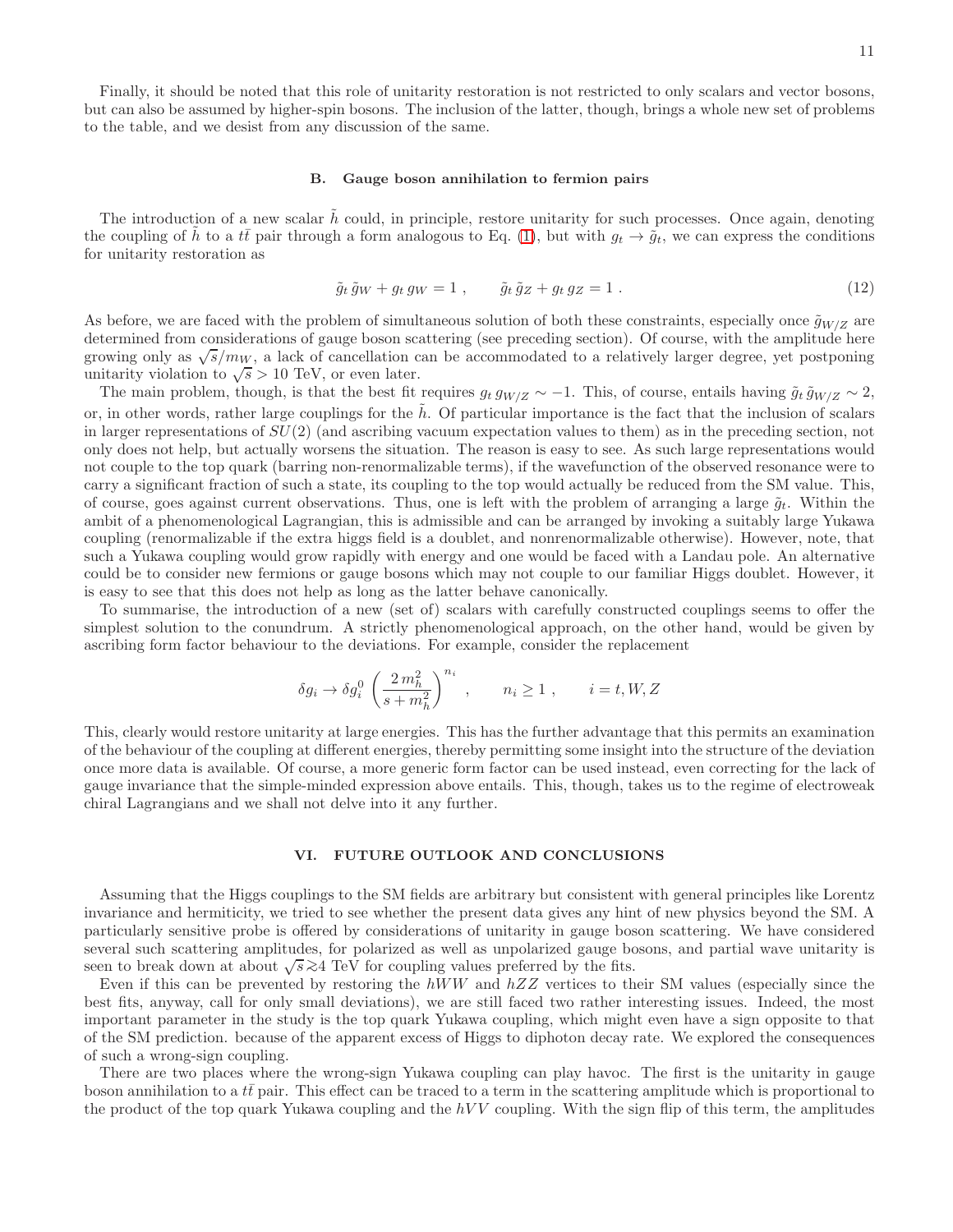Finally, it should be noted that this role of unitarity restoration is not restricted to only scalars and vector bosons, but can also be assumed by higher-spin bosons. The inclusion of the latter, though, brings a whole new set of problems to the table, and we desist from any discussion of the same.

### B. Gauge boson annihilation to fermion pairs

The introduction of a new scalar $\tilde{h}$ could, in principle, restore unitarity for such processes. Once again, denoting the coupling of $\tilde{h}$ to a $t\bar{t}$ pair through a form analogous to Eq. (1), but with $g_t \to \tilde{g}_t$, we can express the conditions for unitarity restoration as

$$\tilde{g}_t \, \tilde{g}_W + g_t \, g_W = 1 \, , \qquad \tilde{g}_t \, \tilde{g}_Z + g_t \, g_Z = 1 \, . \tag{12}$$

As before, we are faced with the problem of simultaneous solution of both these constraints, especially once $\tilde{g}_{W/Z}$ are determined from considerations of gauge boson scattering (see preceding section). Of course, with the amplitude here growing only as $\sqrt{s}/m_W$, a lack of cancellation can be accommodated to a relatively larger degree, yet postponing unitarity violation to $\sqrt{s} > 10$ TeV, or even later.

The main problem, though, is that the best fit requires $g_t \, g_{W/Z} \sim -1$. This, of course, entails having $\tilde{g}_t \, \tilde{g}_{W/Z} \sim 2$, or, in other words, rather large couplings for the $\tilde{h}$. Of particular importance is the fact that the inclusion of scalars in larger representations of $SU(2)$ (and ascribing vacuum expectation values to them) as in the preceding section, not only does not help, but actually worsens the situation. The reason is easy to see. As such large representations would not couple to the top quark (barring non-renormalizable terms), if the wavefunction of the observed resonance were to carry a significant fraction of such a state, its coupling to the top would actually be reduced from the SM value. This, of course, goes against current observations. Thus, one is left with the problem of arranging a large $\tilde{g}_t$. Within the ambit of a phenomenological Lagrangian, this is admissible and can be arranged by invoking a suitably large Yukawa coupling (renormalizable if the extra higgs field is a doublet, and nonrenormalizable otherwise). However, note, that such a Yukawa coupling would grow rapidly with energy and one would be faced with a Landau pole. An alternative could be to consider new fermions or gauge bosons which may not couple to our familiar Higgs doublet. However, it is easy to see that this does not help as long as the latter behave canonically.

To summarise, the introduction of a new (set of) scalars with carefully constructed couplings seems to offer the simplest solution to the conundrum. A strictly phenomenological approach, on the other hand, would be given by ascribing form factor behaviour to the deviations. For example, consider the replacement

$$\delta g_i \to \delta g_i^0 \left( \frac{2 \, m_h^2}{s + m_h^2} \right)^{n_i} \, , \qquad n_i \geq 1 \, , \qquad i = t, W, Z$$

This, clearly would restore unitarity at large energies. This has the further advantage that this permits an examination of the behaviour of the coupling at different energies, thereby permitting some insight into the structure of the deviation once more data is available. Of course, a more generic form factor can be used instead, even correcting for the lack of gauge invariance that the simple-minded expression above entails. This, though, takes us to the regime of electroweak chiral Lagrangians and we shall not delve into it any further.

## VI. FUTURE OUTLOOK AND CONCLUSIONS

Assuming that the Higgs couplings to the SM fields are arbitrary but consistent with general principles like Lorentz invariance and hermiticity, we tried to see whether the present data gives any hint of new physics beyond the SM. A particularly sensitive probe is offered by considerations of unitarity in gauge boson scattering. We have considered several such scattering amplitudes, for polarized as well as unpolarized gauge bosons, and partial wave unitarity is seen to break down at about $\sqrt{s} \gtrsim 4$ TeV for coupling values preferred by the fits.

Even if this can be prevented by restoring the $hWW$ and $hZZ$ vertices to their SM values (especially since the best fits, anyway, call for only small deviations), we are still faced two rather interesting issues. Indeed, the most important parameter in the study is the top quark Yukawa coupling, which might even have a sign opposite to that of the SM prediction. because of the apparent excess of Higgs to diphoton decay rate. We explored the consequences of such a wrong-sign coupling.

There are two places where the wrong-sign Yukawa coupling can play havoc. The first is the unitarity in gauge boson annihilation to a $t\bar{t}$ pair. This effect can be traced to a term in the scattering amplitude which is proportional to the product of the top quark Yukawa coupling and the $hVV$ coupling. With the sign flip of this term, the amplitudes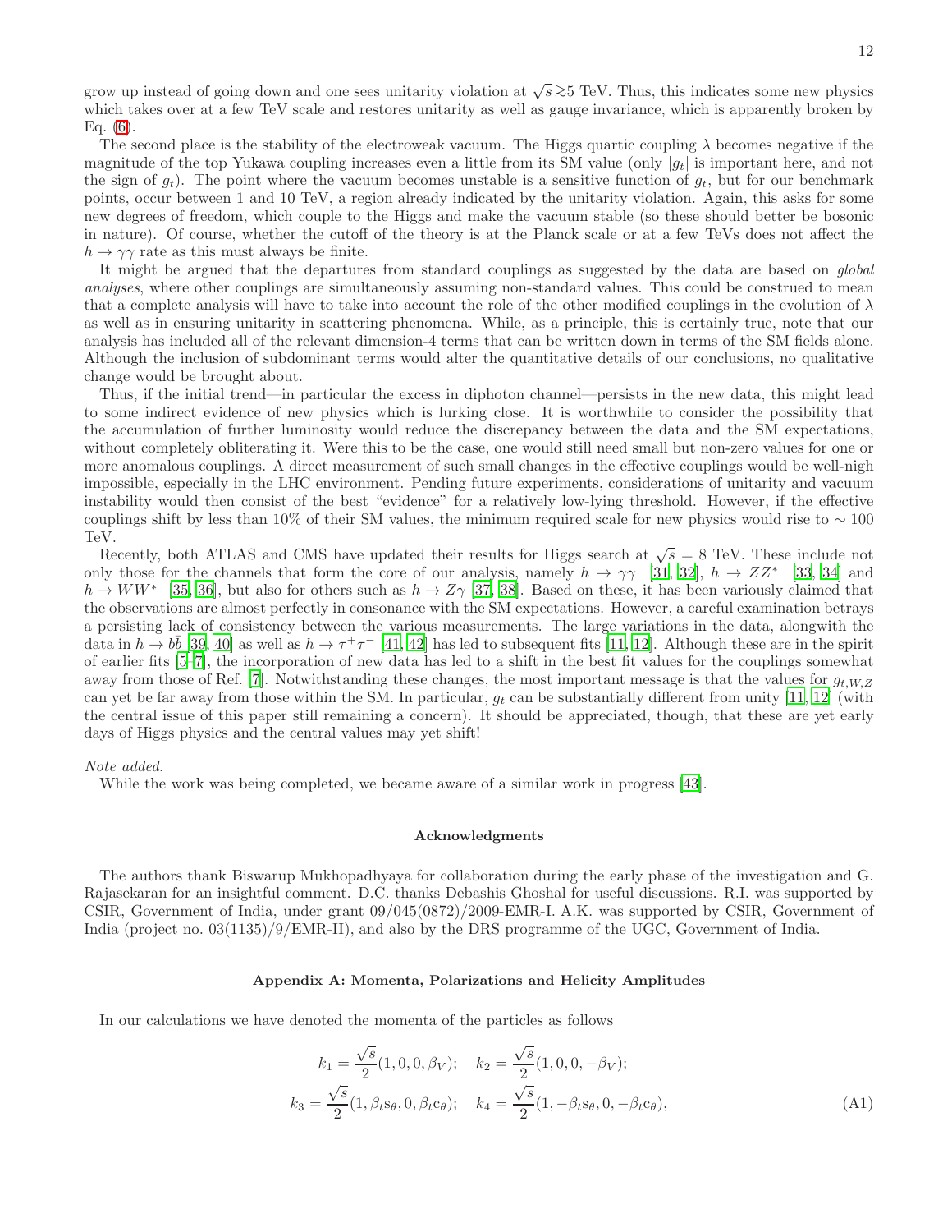grow up instead of going down and one sees unitarity violation at $\sqrt{s} \gtrsim 5$ TeV. Thus, this indicates some new physics which takes over at a few TeV scale and restores unitarity as well as gauge invariance, which is apparently broken by Eq. (6).

The second place is the stability of the electroweak vacuum. The Higgs quartic coupling $\lambda$ becomes negative if the magnitude of the top Yukawa coupling increases even a little from its SM value (only $|g_t|$ is important here, and not the sign of $g_t$). The point where the vacuum becomes unstable is a sensitive function of $g_t$, but for our benchmark points, occur between 1 and 10 TeV, a region already indicated by the unitarity violation. Again, this asks for some new degrees of freedom, which couple to the Higgs and make the vacuum stable (so these should better be bosonic in nature). Of course, whether the cutoff of the theory is at the Planck scale or at a few TeVs does not affect the $h \to \gamma\gamma$ rate as this must always be finite.

It might be argued that the departures from standard couplings as suggested by the data are based on *global analyses*, where other couplings are simultaneously assuming non-standard values. This could be construed to mean that a complete analysis will have to take into account the role of the other modified couplings in the evolution of $\lambda$ as well as in ensuring unitarity in scattering phenomena. While, as a principle, this is certainly true, note that our analysis has included all of the relevant dimension-4 terms that can be written down in terms of the SM fields alone. Although the inclusion of subdominant terms would alter the quantitative details of our conclusions, no qualitative change would be brought about.

Thus, if the initial trend—in particular the excess in diphoton channel—persists in the new data, this might lead to some indirect evidence of new physics which is lurking close. It is worthwhile to consider the possibility that the accumulation of further luminosity would reduce the discrepancy between the data and the SM expectations, without completely obliterating it. Were this to be the case, one would still need small but non-zero values for one or more anomalous couplings. A direct measurement of such small changes in the effective couplings would be well-nigh impossible, especially in the LHC environment. Pending future experiments, considerations of unitarity and vacuum instability would then consist of the best "evidence" for a relatively low-lying threshold. However, if the effective couplings shift by less than 10% of their SM values, the minimum required scale for new physics would rise to $\sim 100$ TeV.

Recently, both ATLAS and CMS have updated their results for Higgs search at $\sqrt{s} = 8$ TeV. These include not only those for the channels that form the core of our analysis, namely $h \to \gamma\gamma$ [31, 32], $h \to ZZ^*$ [33, 34] and $h \to WW^*$ [35, 36], but also for others such as $h \to Z\gamma$ [37, 38]. Based on these, it has been variously claimed that the observations are almost perfectly in consonance with the SM expectations. However, a careful examination betrays a persisting lack of consistency between the various measurements. The large variations in the data, alongwith the data in $h \to b\bar{b}$ [39, 40] as well as $h \to \tau^+\tau^-$ [41, 42] has led to subsequent fits [11, 12]. Although these are in the spirit of earlier fits [5–7], the incorporation of new data has led to a shift in the best fit values for the couplings somewhat away from those of Ref. [7]. Notwithstanding these changes, the most important message is that the values for $g_{t,W,Z}$ can yet be far away from those within the SM. In particular, $g_t$ can be substantially different from unity [11, 12] (with the central issue of this paper still remaining a concern). It should be appreciated, though, that these are yet early days of Higgs physics and the central values may yet shift!

*Note added.*

While the work was being completed, we became aware of a similar work in progress [43].

### Acknowledgments

The authors thank Biswarup Mukhopadhyaya for collaboration during the early phase of the investigation and G. Rajasekaran for an insightful comment. D.C. thanks Debashis Ghoshal for useful discussions. R.I. was supported by CSIR, Government of India, under grant 09/045(0872)/2009-EMR-I. A.K. was supported by CSIR, Government of India (project no. 03(1135)/9/EMR-II), and also by the DRS programme of the UGC, Government of India.

### Appendix A: Momenta, Polarizations and Helicity Amplitudes

In our calculations we have denoted the momenta of the particles as follows

$$
\begin{aligned}
k_1 &= \frac{\sqrt{s}}{2}(1, 0, 0, \beta_V); \quad k_2 = \frac{\sqrt{s}}{2}(1, 0, 0, -\beta_V); \\
k_3 &= \frac{\sqrt{s}}{2}(1, \beta_t s_\theta, 0, \beta_t c_\theta); \quad k_4 = \frac{\sqrt{s}}{2}(1, -\beta_t s_\theta, 0, -\beta_t c_\theta),
\end{aligned} \tag{A1}
$$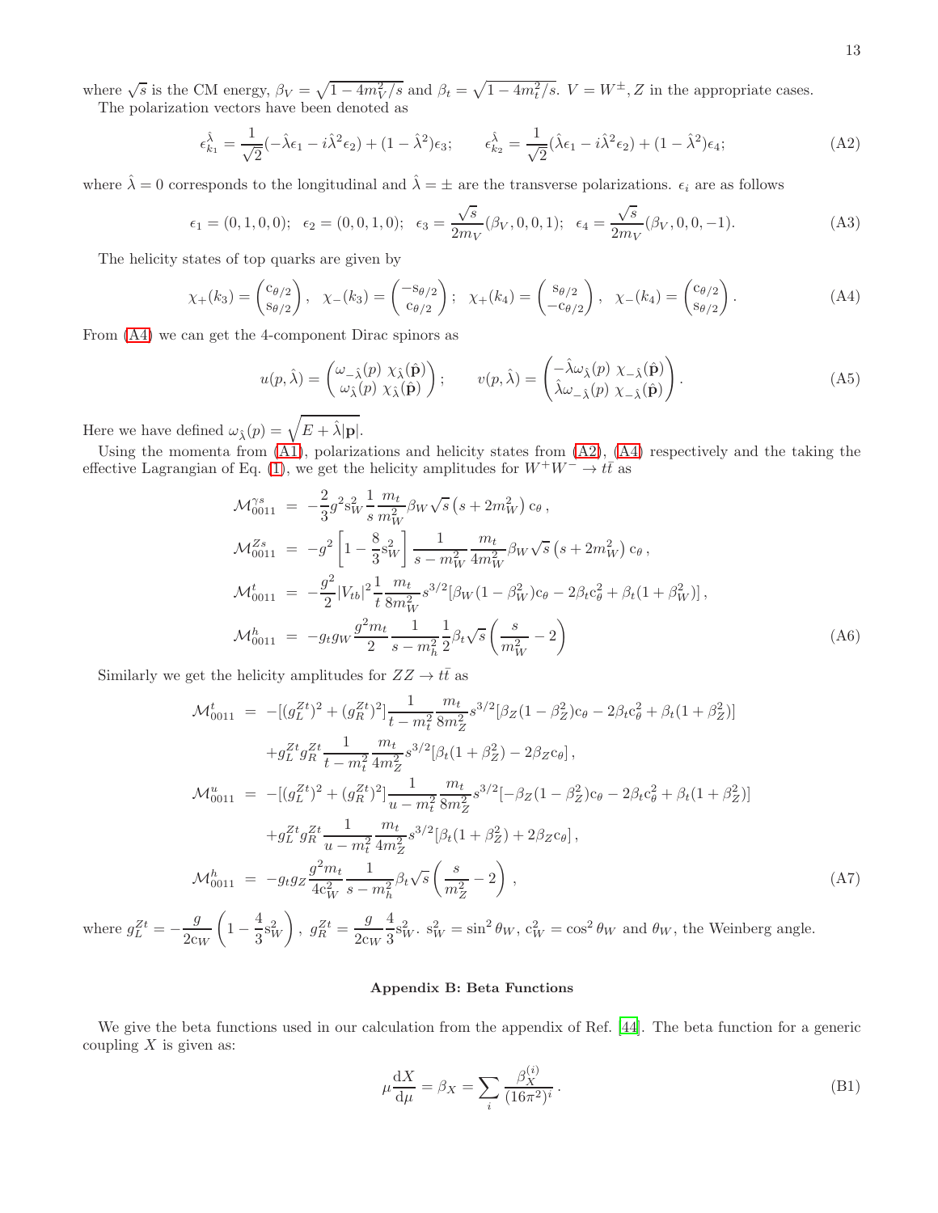where $\sqrt{s}$ is the CM energy, $\beta_V = \sqrt{1-4m_V^2/s}$ and $\beta_t = \sqrt{1-4m_t^2/s}$. $V = W^\pm, Z$ in the appropriate cases.

The polarization vectors have been denoted as

$$\epsilon_{k_1}^{\hat\lambda} = \frac{1}{\sqrt{2}}(-\hat\lambda\epsilon_1 - i\hat\lambda^2\epsilon_2) + (1-\hat\lambda^2)\epsilon_3; \qquad \epsilon_{k_2}^{\hat\lambda} = \frac{1}{\sqrt{2}}(\hat\lambda\epsilon_1 - i\hat\lambda^2\epsilon_2) + (1-\hat\lambda^2)\epsilon_4; \tag{A2}$$

where $\hat\lambda = 0$ corresponds to the longitudinal and $\hat\lambda = \pm$ are the transverse polarizations. $\epsilon_i$ are as follows

$$\epsilon_1 = (0,1,0,0);\;\; \epsilon_2 = (0,0,1,0);\;\; \epsilon_3 = \frac{\sqrt{s}}{2m_V}(\beta_V,0,0,1);\;\; \epsilon_4 = \frac{\sqrt{s}}{2m_V}(\beta_V,0,0,-1). \tag{A3}$$

The helicity states of top quarks are given by

$$\chi_+(k_3) = \begin{pmatrix} c_{\theta/2} \\ s_{\theta/2}\end{pmatrix},\;\; \chi_-(k_3) = \begin{pmatrix} -s_{\theta/2} \\ c_{\theta/2}\end{pmatrix};\;\; \chi_+(k_4) = \begin{pmatrix} s_{\theta/2} \\ -c_{\theta/2}\end{pmatrix},\;\; \chi_-(k_4) = \begin{pmatrix} c_{\theta/2} \\ s_{\theta/2}\end{pmatrix}. \tag{A4}$$

From (A4) we can get the 4-component Dirac spinors as

$$u(p,\hat\lambda) = \begin{pmatrix} \omega_{-\hat\lambda}(p)\;\chi_{\hat\lambda}(\hat{\mathbf{p}}) \\ \omega_{\hat\lambda}(p)\;\chi_{\hat\lambda}(\hat{\mathbf{p}})\end{pmatrix}; \qquad v(p,\hat\lambda) = \begin{pmatrix} -\hat\lambda\omega_{\hat\lambda}(p)\;\chi_{-\hat\lambda}(\hat{\mathbf{p}}) \\ \hat\lambda\omega_{-\hat\lambda}(p)\;\chi_{-\hat\lambda}(\hat{\mathbf{p}})\end{pmatrix}. \tag{A5}$$

Here we have defined $\omega_{\hat\lambda}(p) = \sqrt{E + \hat\lambda|\mathbf{p}|}$.

Using the momenta from (A1), polarizations and helicity states from (A2), (A4) respectively and the taking the effective Lagrangian of Eq. (1), we get the helicity amplitudes for $W^+W^- \to t\bar t$ as

$$\begin{aligned}
\mathcal{M}^{\gamma s}_{0011} &= -\frac{2}{3}g^2 s_W^2 \frac{1}{s}\frac{m_t}{m_W^2}\beta_W\sqrt{s}\left(s + 2m_W^2\right)c_\theta\,,\\
\mathcal{M}^{Zs}_{0011} &= -g^2\left[1 - \frac{8}{3}s_W^2\right]\frac{1}{s-m_W^2}\frac{m_t}{4m_W^2}\beta_W\sqrt{s}\left(s+2m_W^2\right)c_\theta\,,\\
\mathcal{M}^{t}_{0011} &= -\frac{g^2}{2}|V_{tb}|^2\frac{1}{t}\frac{m_t}{8m_W^2}s^{3/2}[\beta_W(1-\beta_W^2)c_\theta - 2\beta_t c_\theta^2 + \beta_t(1+\beta_W^2)]\,,\\
\mathcal{M}^{h}_{0011} &= -g_t g_W\frac{g^2 m_t}{2}\frac{1}{s-m_h^2}\frac{1}{2}\beta_t\sqrt{s}\left(\frac{s}{m_W^2} - 2\right)
\end{aligned} \tag{A6}$$

Similarly we get the helicity amplitudes for $ZZ \to t\bar t$ as

$$\begin{aligned}
\mathcal{M}^{t}_{0011} &= -[(g_L^{Zt})^2 + (g_R^{Zt})^2]\frac{1}{t-m_t^2}\frac{m_t}{8m_Z^2}s^{3/2}[\beta_Z(1-\beta_Z^2)c_\theta - 2\beta_t c_\theta^2 + \beta_t(1+\beta_Z^2)]\\
&\quad + g_L^{Zt}g_R^{Zt}\frac{1}{t-m_t^2}\frac{m_t}{4m_Z^2}s^{3/2}[\beta_t(1+\beta_Z^2) - 2\beta_Z c_\theta]\,,\\
\mathcal{M}^{u}_{0011} &= -[(g_L^{Zt})^2 + (g_R^{Zt})^2]\frac{1}{u-m_t^2}\frac{m_t}{8m_Z^2}s^{3/2}[-\beta_Z(1-\beta_Z^2)c_\theta - 2\beta_t c_\theta^2 + \beta_t(1+\beta_Z^2)]\\
&\quad + g_L^{Zt}g_R^{Zt}\frac{1}{u-m_t^2}\frac{m_t}{4m_Z^2}s^{3/2}[\beta_t(1+\beta_Z^2) + 2\beta_Z c_\theta]\,,\\
\mathcal{M}^{h}_{0011} &= -g_t g_Z\frac{g^2 m_t}{4c_W^2}\frac{1}{s-m_h^2}\beta_t\sqrt{s}\left(\frac{s}{m_Z^2} - 2\right)\,,
\end{aligned} \tag{A7}$$

where $g_L^{Zt} = -\dfrac{g}{2c_W}\left(1 - \dfrac{4}{3}s_W^2\right)$, $g_R^{Zt} = \dfrac{g}{2c_W}\dfrac{4}{3}s_W^2$. $s_W^2 = \sin^2\theta_W$, $c_W^2 = \cos^2\theta_W$ and $\theta_W$, the Weinberg angle.

## Appendix B: Beta Functions

We give the beta functions used in our calculation from the appendix of Ref. [44]. The beta function for a generic coupling $X$ is given as:

$$\mu\frac{dX}{d\mu} = \beta_X = \sum_i \frac{\beta_X^{(i)}}{(16\pi^2)^i}\,. \tag{B1}$$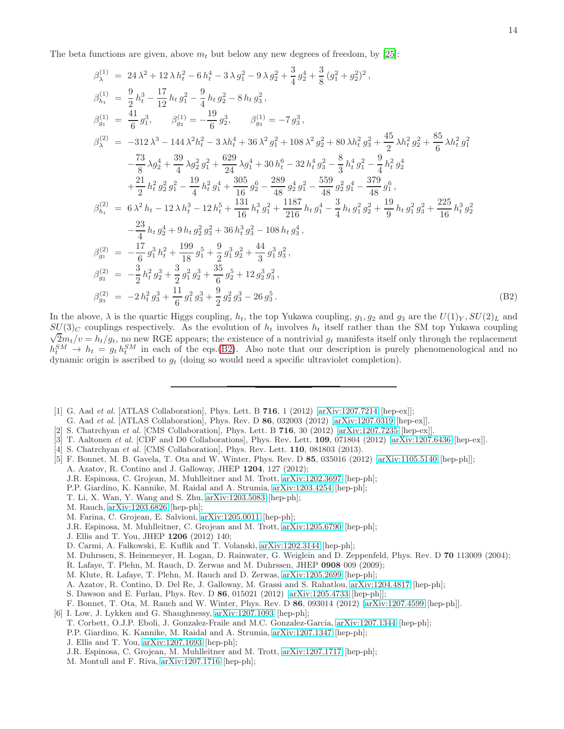The beta functions are given, above $m_t$ but below any new degrees of freedom, by [25]:

$$
\begin{aligned}
\beta_\lambda^{(1)} &= 24\,\lambda^2 + 12\,\lambda\, h_t^2 - 6\, h_t^4 - 3\,\lambda\, g_1^2 - 9\,\lambda\, g_2^2 + \frac{3}{4}\, g_2^4 + \frac{3}{8}\,(g_1^2+g_2^2)^2\,, \\
\beta_{h_t}^{(1)} &= \frac{9}{2}\, h_t^3 - \frac{17}{12}\, h_t\, g_1^2 - \frac{9}{4}\, h_t\, g_2^2 - 8\, h_t\, g_3^2\,, \\
\beta_{g_1}^{(1)} &= \frac{41}{6}\, g_1^3, \qquad \beta_{g_2}^{(1)} = -\frac{19}{6}\, g_2^3, \qquad \beta_{g_3}^{(1)} = -7\, g_3^3\,, \\
\beta_\lambda^{(2)} &= -312\,\lambda^3 - 144\,\lambda^2 h_t^2 - 3\,\lambda h_t^4 + 36\,\lambda^2\, g_1^2 + 108\,\lambda^2\, g_2^2 + 80\,\lambda h_t^2\, g_3^2 + \frac{45}{2}\,\lambda h_t^2\, g_2^2 + \frac{85}{6}\,\lambda h_t^2\, g_1^2 \\
&\quad - \frac{73}{8}\,\lambda g_2^4 + \frac{39}{4}\,\lambda g_2^2\, g_1^2 + \frac{629}{24}\,\lambda g_1^4 + 30\, h_t^6 - 32\, h_t^4\, g_3^2 - \frac{8}{3}\, h_t^4\, g_1^2 - \frac{9}{4}\, h_t^2\, g_2^4 \\
&\quad + \frac{21}{2}\, h_t^2\, g_2^2\, g_1^2 - \frac{19}{4}\, h_t^2\, g_1^4 + \frac{305}{16}\, g_2^6 - \frac{289}{48}\, g_2^4\, g_1^2 - \frac{559}{48}\, g_2^2\, g_1^4 - \frac{379}{48}\, g_1^6\,, \\
\beta_{h_t}^{(2)} &= 6\,\lambda^2\, h_t - 12\,\lambda\, h_t^3 - 12\, h_t^5 + \frac{131}{16}\, h_t^3\, g_1^2 + \frac{1187}{216}\, h_t\, g_1^4 - \frac{3}{4}\, h_t\, g_1^2\, g_2^2 + \frac{19}{9}\, h_t\, g_1^2\, g_3^2 + \frac{225}{16}\, h_t^3\, g_2^2 \\
&\quad - \frac{23}{4}\, h_t\, g_2^4 + 9\, h_t\, g_2^2\, g_3^2 + 36\, h_t^3\, g_3^2 - 108\, h_t\, g_3^4\,, \\
\beta_{g_1}^{(2)} &= -\frac{17}{6}\, g_1^3\, h_t^2 + \frac{199}{18}\, g_1^5 + \frac{9}{2}\, g_1^3\, g_2^2 + \frac{44}{3}\, g_1^3\, g_3^2\,, \\
\beta_{g_2}^{(2)} &= -\frac{3}{2}\, h_t^2\, g_2^3 + \frac{3}{2}\, g_1^2\, g_2^3 + \frac{35}{6}\, g_2^5 + 12\, g_2^3\, g_3^2\,, \\
\beta_{g_3}^{(2)} &= -2\, h_t^2\, g_3^3 + \frac{11}{6}\, g_1^2\, g_3^3 + \frac{9}{2}\, g_2^2\, g_3^3 - 26\, g_3^5\,.
\end{aligned}
\tag{B2}
$$

In the above, $\lambda$ is the quartic Higgs coupling, $h_t$, the top Yukawa coupling, $g_1, g_2$ and $g_3$ are the $U(1)_Y, SU(2)_L$ and $SU(3)_C$ couplings respectively. As the evolution of $h_t$ involves $h_t$ itself rather than the SM top Yukawa coupling $\sqrt{2}m_t/v = h_t/g_t$, no new RGE appears; the existence of a nontrivial $g_t$ manifests itself only through the replacement $h_t^{SM} \to h_t = g_t\, h_t^{SM}$ in each of the eqs.(B2). Also note that our description is purely phenomenological and no dynamic origin is ascribed to $g_t$ (doing so would need a specific ultraviolet completion).

---

[1] G. Aad *et al.* [ATLAS Collaboration], Phys. Lett. B **716**, 1 (2012) [arXiv:1207.7214 [hep-ex]];
G. Aad *et al.* [ATLAS Collaboration], Phys. Rev. D **86**, 032003 (2012) [arXiv:1207.0319 [hep-ex]].

[2] S. Chatrchyan *et al.* [CMS Collaboration], Phys. Lett. B **716**, 30 (2012) [arXiv:1207.7235 [hep-ex]].

[3] T. Aaltonen *et al.* [CDF and D0 Collaborations], Phys. Rev. Lett. **109**, 071804 (2012) [arXiv:1207.6436 [hep-ex]].

[4] S. Chatrchyan *et al.* [CMS Collaboration], Phys. Rev. Lett. **110**, 081803 (2013).

[5] F. Bonnet, M. B. Gavela, T. Ota and W. Winter, Phys. Rev. D **85**, 035016 (2012) [arXiv:1105.5140 [hep-ph]];
A. Azatov, R. Contino and J. Galloway, JHEP **1204**, 127 (2012);
J.R. Espinosa, C. Grojean, M. Muhlleitner and M. Trott, arXiv:1202.3697 [hep-ph];
P.P. Giardino, K. Kannike, M. Raidal and A. Strumia, arXiv:1203.4254 [hep-ph];
T. Li, X. Wan, Y. Wang and S. Zhu, arXiv:1203.5083 [hep-ph];
M. Rauch, arXiv:1203.6826 [hep-ph];
M. Farina, C. Grojean, E. Salvioni, arXiv:1205.0011 [hep-ph];
J.R. Espinosa, M. Muhlleitner, C. Grojean and M. Trott, arXiv:1205.6790 [hep-ph];
J. Ellis and T. You, JHEP **1206** (2012) 140;
D. Carmi, A. Falkowski, E. Kuflik and T. Volanski, arXiv:1202.3144 [hep-ph];
M. Duhrssen, S. Heinemeyer, H. Logan, D. Rainwater, G. Weiglein and D. Zeppenfeld, Phys. Rev. D **70** 113009 (2004);
R. Lafaye, T. Plehn, M. Rauch, D. Zerwas and M. Duhrssen, JHEP **0908** 009 (2009);
M. Klute, R. Lafaye, T. Plehn, M. Rauch and D. Zerwas, arXiv:1205.2699 [hep-ph];
A. Azatov, R. Contino, D. Del Re, J. Galloway, M. Grassi and S. Rahatlou, arXiv:1204.4817 [hep-ph];
S. Dawson and E. Furlan, Phys. Rev. D **86**, 015021 (2012) [arXiv:1205.4733 [hep-ph]];
F. Bonnet, T. Ota, M. Rauch and W. Winter, Phys. Rev. D **86**, 093014 (2012) [arXiv:1207.4599 [hep-ph]].

[6] I. Low, J. Lykken and G. Shaughnessy, arXiv:1207.1093 [hep-ph];
T. Corbett, O.J.P. Eboli, J. Gonzalez-Fraile and M.C. Gonzalez-Garcia, arXiv:1207.1344 [hep-ph];
P.P. Giardino, K. Kannike, M. Raidal and A. Strumia, arXiv:1207.1347 [hep-ph];
J. Ellis and T. You, arXiv:1207.1693 [hep-ph];
J.R. Espinosa, C. Grojean, M. Muhlleitner and M. Trott, arXiv:1207.1717 [hep-ph];
M. Montull and F. Riva, arXiv:1207.1716 [hep-ph];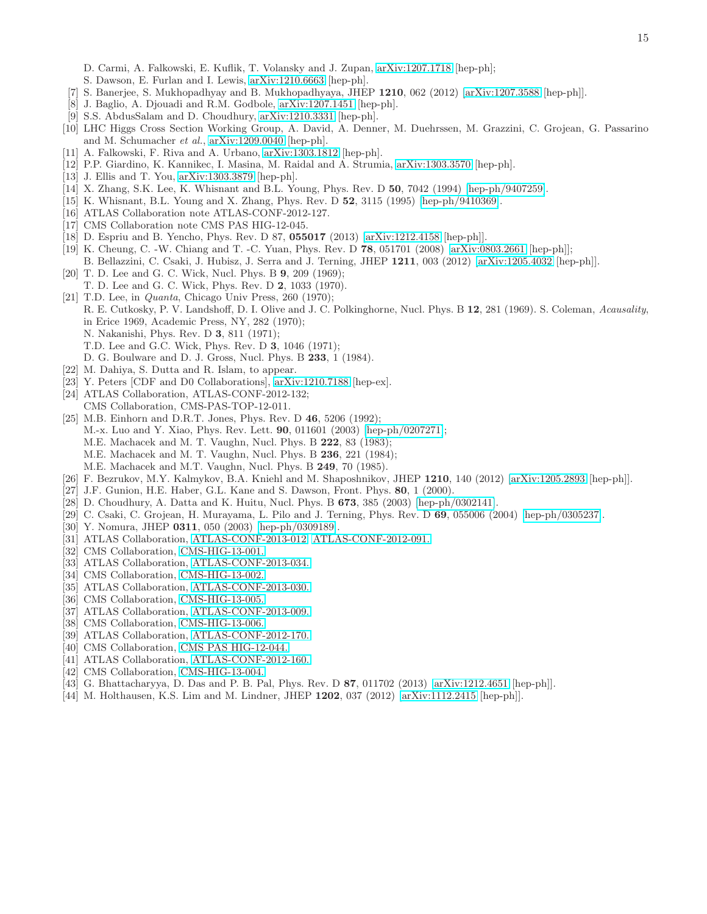D. Carmi, A. Falkowski, E. Kuflik, T. Volansky and J. Zupan, arXiv:1207.1718 [hep-ph];
S. Dawson, E. Furlan and I. Lewis, arXiv:1210.6663 [hep-ph].

[7] S. Banerjee, S. Mukhopadhyay and B. Mukhopadhyaya, JHEP **1210**, 062 (2012) [arXiv:1207.3588 [hep-ph]].

[8] J. Baglio, A. Djouadi and R.M. Godbole, arXiv:1207.1451 [hep-ph].

[9] S.S. AbdusSalam and D. Choudhury, arXiv:1210.3331 [hep-ph].

[10] LHC Higgs Cross Section Working Group, A. David, A. Denner, M. Duehrssen, M. Grazzini, C. Grojean, G. Passarino and M. Schumacher *et al.*, arXiv:1209.0040 [hep-ph].

[11] A. Falkowski, F. Riva and A. Urbano, arXiv:1303.1812 [hep-ph].

[12] P.P. Giardino, K. Kannikec, I. Masina, M. Raidal and A. Strumia, arXiv:1303.3570 [hep-ph].

[13] J. Ellis and T. You, arXiv:1303.3879 [hep-ph].

[14] X. Zhang, S.K. Lee, K. Whisnant and B.L. Young, Phys. Rev. D **50**, 7042 (1994) [hep-ph/9407259].

[15] K. Whisnant, B.L. Young and X. Zhang, Phys. Rev. D **52**, 3115 (1995) [hep-ph/9410369].

[16] ATLAS Collaboration note ATLAS-CONF-2012-127.

[17] CMS Collaboration note CMS PAS HIG-12-045.

[18] D. Espriu and B. Yencho, Phys. Rev. D 87, **055017** (2013) [arXiv:1212.4158 [hep-ph]].

[19] K. Cheung, C. -W. Chiang and T. -C. Yuan, Phys. Rev. D **78**, 051701 (2008) [arXiv:0803.2661 [hep-ph]];
B. Bellazzini, C. Csaki, J. Hubisz, J. Serra and J. Terning, JHEP **1211**, 003 (2012) [arXiv:1205.4032 [hep-ph]].

[20] T. D. Lee and G. C. Wick, Nucl. Phys. B **9**, 209 (1969);
T. D. Lee and G. C. Wick, Phys. Rev. D **2**, 1033 (1970).

[21] T.D. Lee, in *Quanta*, Chicago Univ Press, 260 (1970);
R. E. Cutkosky, P. V. Landshoff, D. I. Olive and J. C. Polkinghorne, Nucl. Phys. B **12**, 281 (1969). S. Coleman, *Acausality*, in Erice 1969, Academic Press, NY, 282 (1970);
N. Nakanishi, Phys. Rev. D **3**, 811 (1971);
T.D. Lee and G.C. Wick, Phys. Rev. D **3**, 1046 (1971);
D. G. Boulware and D. J. Gross, Nucl. Phys. B **233**, 1 (1984).

[22] M. Dahiya, S. Dutta and R. Islam, to appear.

[23] Y. Peters [CDF and D0 Collaborations], arXiv:1210.7188 [hep-ex].

[24] ATLAS Collaboration, ATLAS-CONF-2012-132;
CMS Collaboration, CMS-PAS-TOP-12-011.

[25] M.B. Einhorn and D.R.T. Jones, Phys. Rev. D **46**, 5206 (1992);
M.-x. Luo and Y. Xiao, Phys. Rev. Lett. **90**, 011601 (2003) [hep-ph/0207271];
M.E. Machacek and M. T. Vaughn, Nucl. Phys. B **222**, 83 (1983);
M.E. Machacek and M. T. Vaughn, Nucl. Phys. B **236**, 221 (1984);
M.E. Machacek and M.T. Vaughn, Nucl. Phys. B **249**, 70 (1985).

[26] F. Bezrukov, M.Y. Kalmykov, B.A. Kniehl and M. Shaposhnikov, JHEP **1210**, 140 (2012) [arXiv:1205.2893 [hep-ph]].

[27] J.F. Gunion, H.E. Haber, G.L. Kane and S. Dawson, Front. Phys. **80**, 1 (2000).

[28] D. Choudhury, A. Datta and K. Huitu, Nucl. Phys. B **673**, 385 (2003) [hep-ph/0302141].

[29] C. Csaki, C. Grojean, H. Murayama, L. Pilo and J. Terning, Phys. Rev. D **69**, 055006 (2004) [hep-ph/0305237].

[30] Y. Nomura, JHEP **0311**, 050 (2003) [hep-ph/0309189].

[31] ATLAS Collaboration, ATLAS-CONF-2013-012, ATLAS-CONF-2012-091.

[32] CMS Collaboration, CMS-HIG-13-001.

[33] ATLAS Collaboration, ATLAS-CONF-2013-034.

[34] CMS Collaboration, CMS-HIG-13-002.

[35] ATLAS Collaboration, ATLAS-CONF-2013-030.

[36] CMS Collaboration, CMS-HIG-13-005.

[37] ATLAS Collaboration, ATLAS-CONF-2013-009.

[38] CMS Collaboration, CMS-HIG-13-006.

[39] ATLAS Collaboration, ATLAS-CONF-2012-170.

[40] CMS Collaboration, CMS PAS HIG-12-044.

[41] ATLAS Collaboration, ATLAS-CONF-2012-160.

[42] CMS Collaboration, CMS-HIG-13-004.

[43] G. Bhattacharyya, D. Das and P. B. Pal, Phys. Rev. D **87**, 011702 (2013) [arXiv:1212.4651 [hep-ph]].

[44] M. Holthausen, K.S. Lim and M. Lindner, JHEP **1202**, 037 (2012) [arXiv:1112.2415 [hep-ph]].